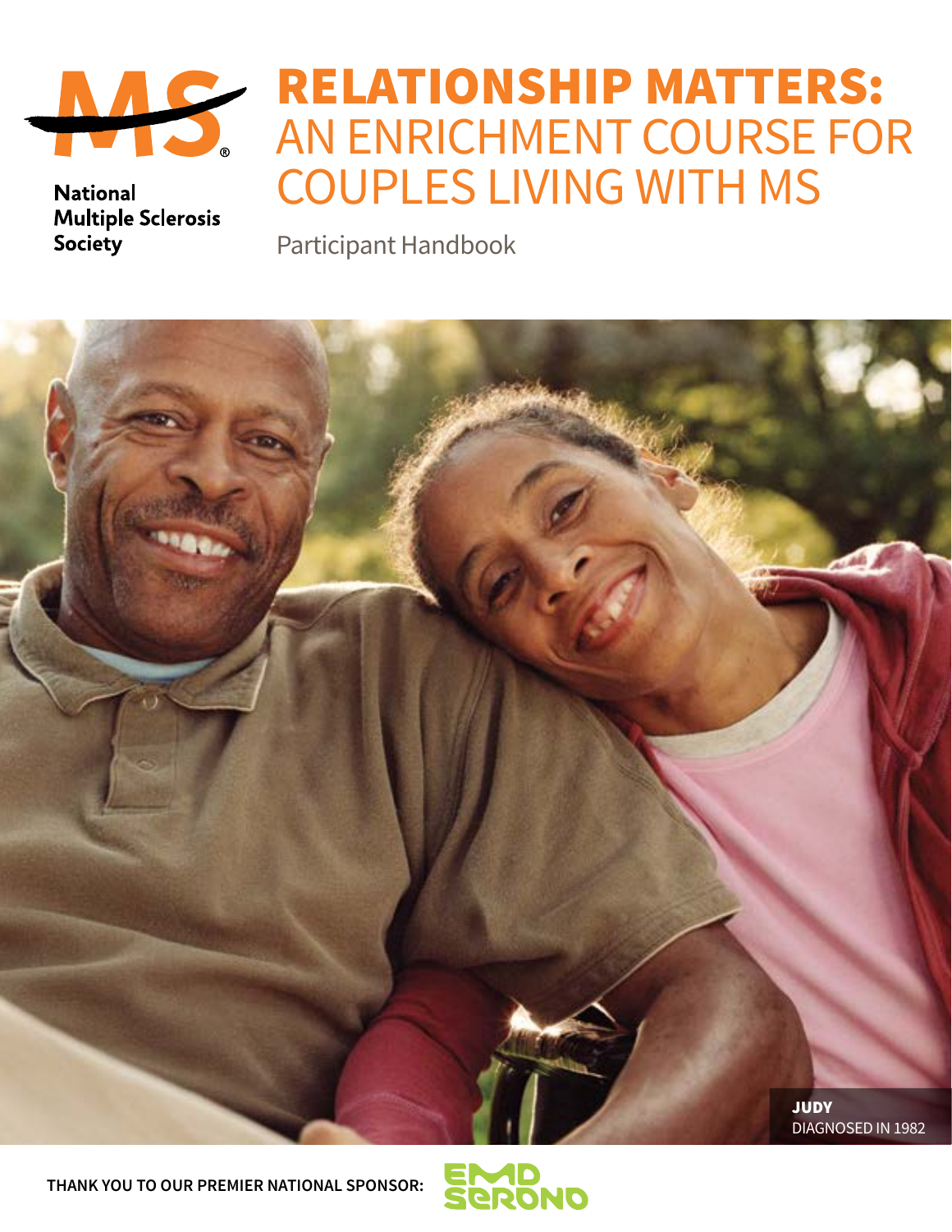National Multiple Sclerosis Society

# RELATIONSHIP MATTERS: AN ENRICHMENT COURSE FOR COUPLES LIVING WITH MS

Participant Handbook

**JUDY**
DIAGNOSED IN 1982

**THANK YOU TO OUR PREMIER NATIONAL SPONSOR:** EMD SERONO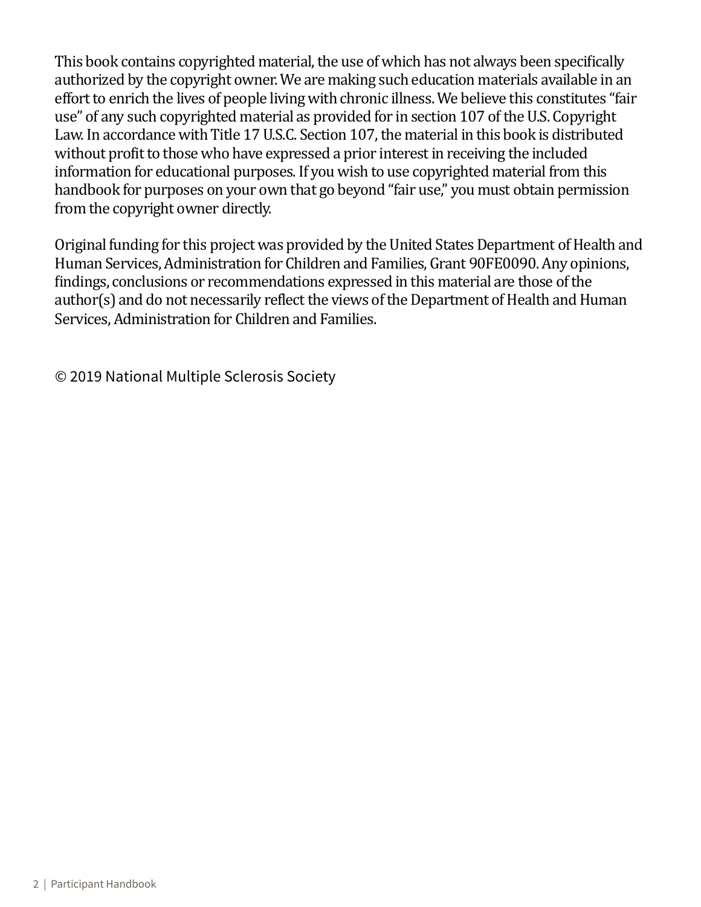This book contains copyrighted material, the use of which has not always been specifically authorized by the copyright owner. We are making such education materials available in an effort to enrich the lives of people living with chronic illness. We believe this constitutes “fair use” of any such copyrighted material as provided for in section 107 of the U.S. Copyright Law. In accordance with Title 17 U.S.C. Section 107, the material in this book is distributed without profit to those who have expressed a prior interest in receiving the included information for educational purposes. If you wish to use copyrighted material from this handbook for purposes on your own that go beyond “fair use,” you must obtain permission from the copyright owner directly.

Original funding for this project was provided by the United States Department of Health and Human Services, Administration for Children and Families, Grant 90FE0090. Any opinions, findings, conclusions or recommendations expressed in this material are those of the author(s) and do not necessarily reflect the views of the Department of Health and Human Services, Administration for Children and Families.

© 2019 National Multiple Sclerosis Society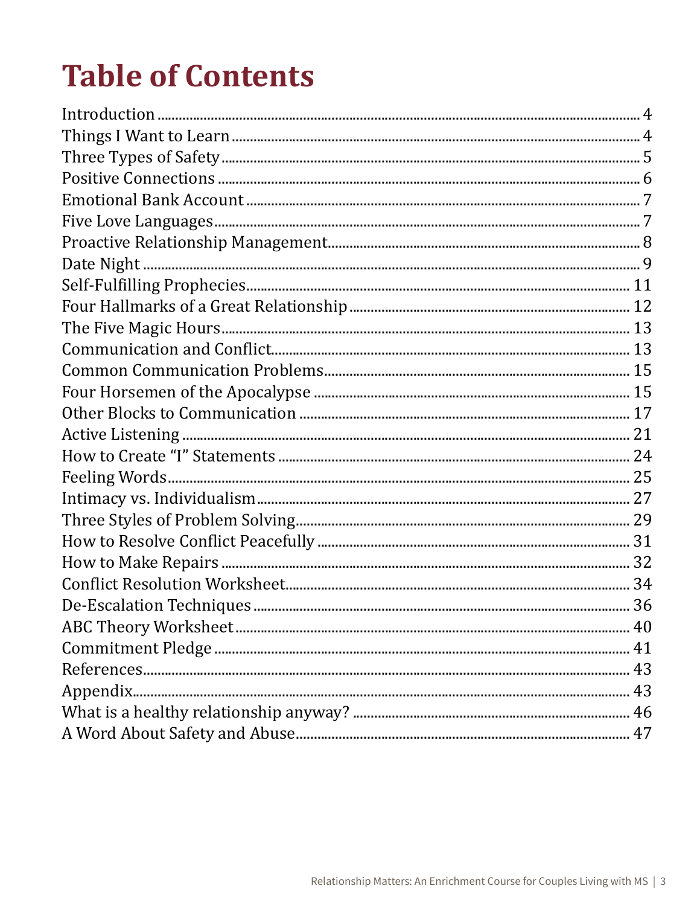# Table of Contents

| | |
|---|---|
| Introduction | 4 |
| Things I Want to Learn | 4 |
| Three Types of Safety | 5 |
| Positive Connections | 6 |
| Emotional Bank Account | 7 |
| Five Love Languages | 7 |
| Proactive Relationship Management | 8 |
| Date Night | 9 |
| Self-Fulfilling Prophecies | 11 |
| Four Hallmarks of a Great Relationship | 12 |
| The Five Magic Hours | 13 |
| Communication and Conflict | 13 |
| Common Communication Problems | 15 |
| Four Horsemen of the Apocalypse | 15 |
| Other Blocks to Communication | 17 |
| Active Listening | 21 |
| How to Create "I" Statements | 24 |
| Feeling Words | 25 |
| Intimacy vs. Individualism | 27 |
| Three Styles of Problem Solving | 29 |
| How to Resolve Conflict Peacefully | 31 |
| How to Make Repairs | 32 |
| Conflict Resolution Worksheet | 34 |
| De-Escalation Techniques | 36 |
| ABC Theory Worksheet | 40 |
| Commitment Pledge | 41 |
| References | 43 |
| Appendix | 43 |
| What is a healthy relationship anyway? | 46 |
| A Word About Safety and Abuse | 47 |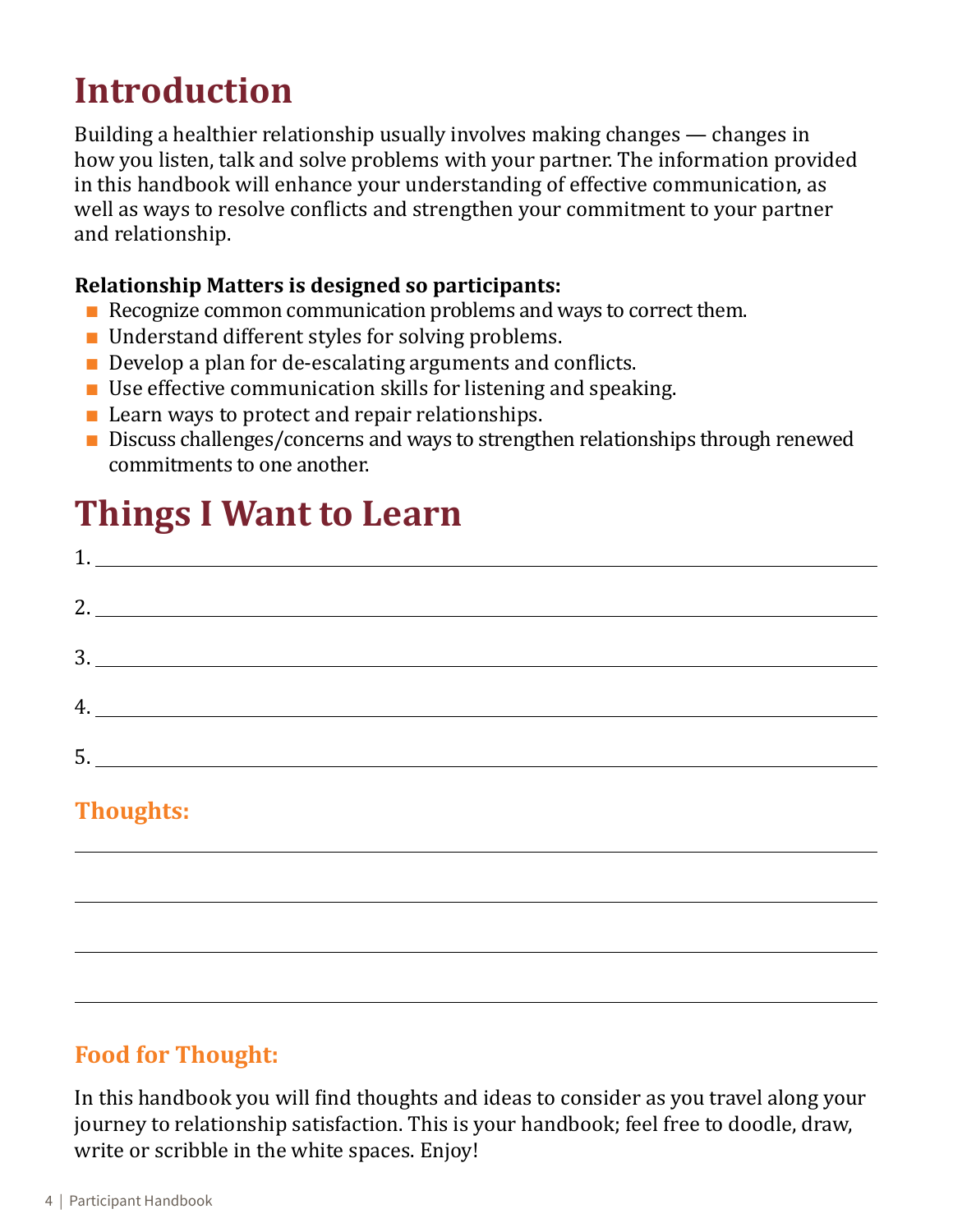# Introduction

Building a healthier relationship usually involves making changes — changes in how you listen, talk and solve problems with your partner. The information provided in this handbook will enhance your understanding of effective communication, as well as ways to resolve conflicts and strengthen your commitment to your partner and relationship.

**Relationship Matters is designed so participants:**

- Recognize common communication problems and ways to correct them.
- Understand different styles for solving problems.
- Develop a plan for de-escalating arguments and conflicts.
- Use effective communication skills for listening and speaking.
- Learn ways to protect and repair relationships.
- Discuss challenges/concerns and ways to strengthen relationships through renewed commitments to one another.

# Things I Want to Learn

1. ______________________________

2. ______________________________

3. ______________________________

4. ______________________________

5. ______________________________

### Thoughts:

______________________________

______________________________

______________________________

______________________________

### Food for Thought:

In this handbook you will find thoughts and ideas to consider as you travel along your journey to relationship satisfaction. This is your handbook; feel free to doodle, draw, write or scribble in the white spaces. Enjoy!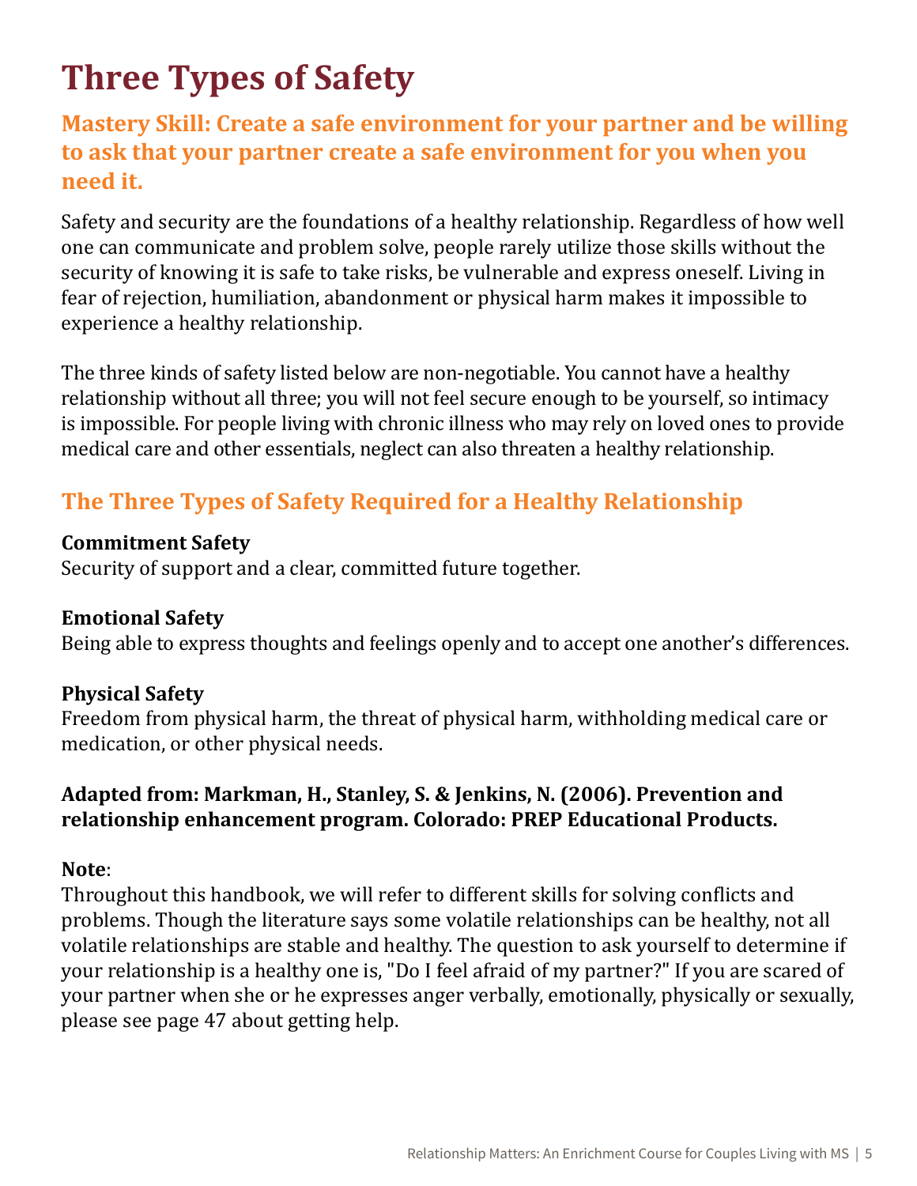# Three Types of Safety

## Mastery Skill: Create a safe environment for your partner and be willing to ask that your partner create a safe environment for you when you need it.

Safety and security are the foundations of a healthy relationship. Regardless of how well one can communicate and problem solve, people rarely utilize those skills without the security of knowing it is safe to take risks, be vulnerable and express oneself. Living in fear of rejection, humiliation, abandonment or physical harm makes it impossible to experience a healthy relationship.

The three kinds of safety listed below are non-negotiable. You cannot have a healthy relationship without all three; you will not feel secure enough to be yourself, so intimacy is impossible. For people living with chronic illness who may rely on loved ones to provide medical care and other essentials, neglect can also threaten a healthy relationship.

## The Three Types of Safety Required for a Healthy Relationship

**Commitment Safety**
Security of support and a clear, committed future together.

**Emotional Safety**
Being able to express thoughts and feelings openly and to accept one another's differences.

**Physical Safety**
Freedom from physical harm, the threat of physical harm, withholding medical care or medication, or other physical needs.

**Adapted from: Markman, H., Stanley, S. & Jenkins, N. (2006). Prevention and relationship enhancement program. Colorado: PREP Educational Products.**

**Note**:
Throughout this handbook, we will refer to different skills for solving conflicts and problems. Though the literature says some volatile relationships can be healthy, not all volatile relationships are stable and healthy. The question to ask yourself to determine if your relationship is a healthy one is, "Do I feel afraid of my partner?" If you are scared of your partner when she or he expresses anger verbally, emotionally, physically or sexually, please see page 47 about getting help.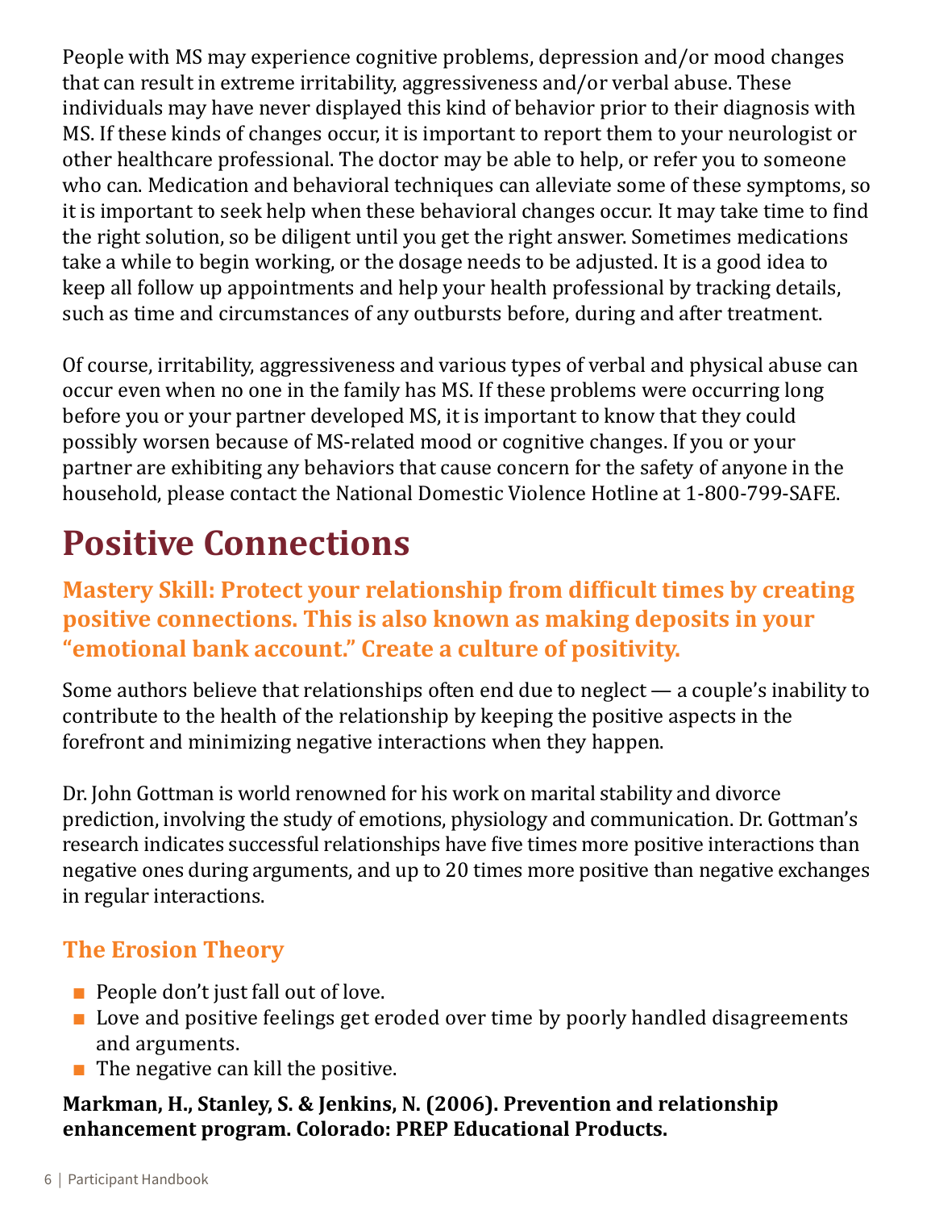People with MS may experience cognitive problems, depression and/or mood changes that can result in extreme irritability, aggressiveness and/or verbal abuse. These individuals may have never displayed this kind of behavior prior to their diagnosis with MS. If these kinds of changes occur, it is important to report them to your neurologist or other healthcare professional. The doctor may be able to help, or refer you to someone who can. Medication and behavioral techniques can alleviate some of these symptoms, so it is important to seek help when these behavioral changes occur. It may take time to find the right solution, so be diligent until you get the right answer. Sometimes medications take a while to begin working, or the dosage needs to be adjusted. It is a good idea to keep all follow up appointments and help your health professional by tracking details, such as time and circumstances of any outbursts before, during and after treatment.

Of course, irritability, aggressiveness and various types of verbal and physical abuse can occur even when no one in the family has MS. If these problems were occurring long before you or your partner developed MS, it is important to know that they could possibly worsen because of MS-related mood or cognitive changes. If you or your partner are exhibiting any behaviors that cause concern for the safety of anyone in the household, please contact the National Domestic Violence Hotline at 1-800-799-SAFE.

# Positive Connections

### Mastery Skill: Protect your relationship from difficult times by creating positive connections. This is also known as making deposits in your "emotional bank account." Create a culture of positivity.

Some authors believe that relationships often end due to neglect — a couple's inability to contribute to the health of the relationship by keeping the positive aspects in the forefront and minimizing negative interactions when they happen.

Dr. John Gottman is world renowned for his work on marital stability and divorce prediction, involving the study of emotions, physiology and communication. Dr. Gottman's research indicates successful relationships have five times more positive interactions than negative ones during arguments, and up to 20 times more positive than negative exchanges in regular interactions.

## The Erosion Theory

- People don't just fall out of love.
- Love and positive feelings get eroded over time by poorly handled disagreements and arguments.
- The negative can kill the positive.

**Markman, H., Stanley, S. & Jenkins, N. (2006). Prevention and relationship enhancement program. Colorado: PREP Educational Products.**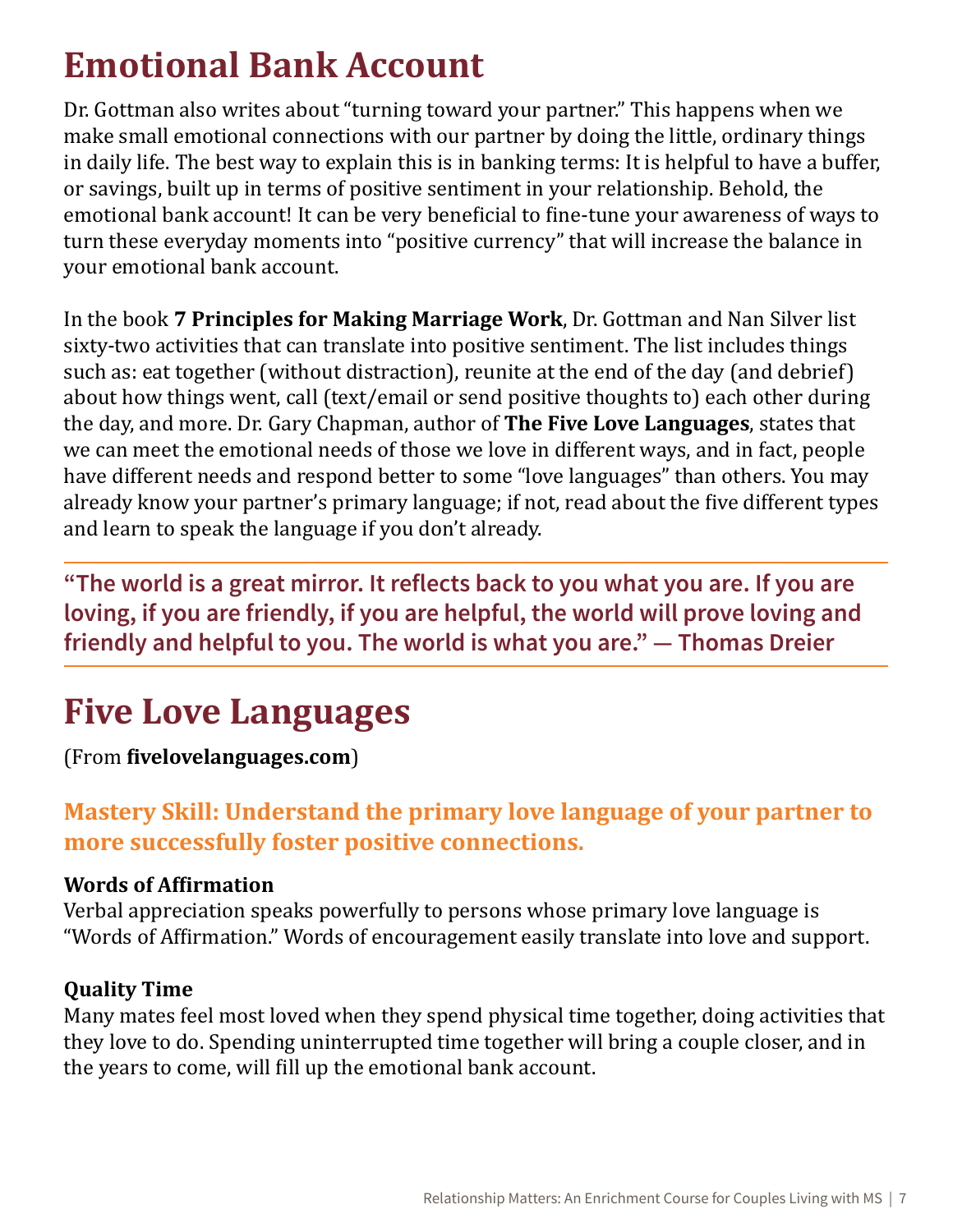# Emotional Bank Account

Dr. Gottman also writes about "turning toward your partner." This happens when we make small emotional connections with our partner by doing the little, ordinary things in daily life. The best way to explain this is in banking terms: It is helpful to have a buffer, or savings, built up in terms of positive sentiment in your relationship. Behold, the emotional bank account! It can be very beneficial to fine-tune your awareness of ways to turn these everyday moments into "positive currency" that will increase the balance in your emotional bank account.

In the book **7 Principles for Making Marriage Work**, Dr. Gottman and Nan Silver list sixty-two activities that can translate into positive sentiment. The list includes things such as: eat together (without distraction), reunite at the end of the day (and debrief) about how things went, call (text/email or send positive thoughts to) each other during the day, and more. Dr. Gary Chapman, author of **The Five Love Languages**, states that we can meet the emotional needs of those we love in different ways, and in fact, people have different needs and respond better to some "love languages" than others. You may already know your partner's primary language; if not, read about the five different types and learn to speak the language if you don't already.

---

**"The world is a great mirror. It reflects back to you what you are. If you are loving, if you are friendly, if you are helpful, the world will prove loving and friendly and helpful to you. The world is what you are." — Thomas Dreier**

---

# Five Love Languages

(From **fivelovelanguages.com**)

### Mastery Skill: Understand the primary love language of your partner to more successfully foster positive connections.

**Words of Affirmation**
Verbal appreciation speaks powerfully to persons whose primary love language is "Words of Affirmation." Words of encouragement easily translate into love and support.

**Quality Time**
Many mates feel most loved when they spend physical time together, doing activities that they love to do. Spending uninterrupted time together will bring a couple closer, and in the years to come, will fill up the emotional bank account.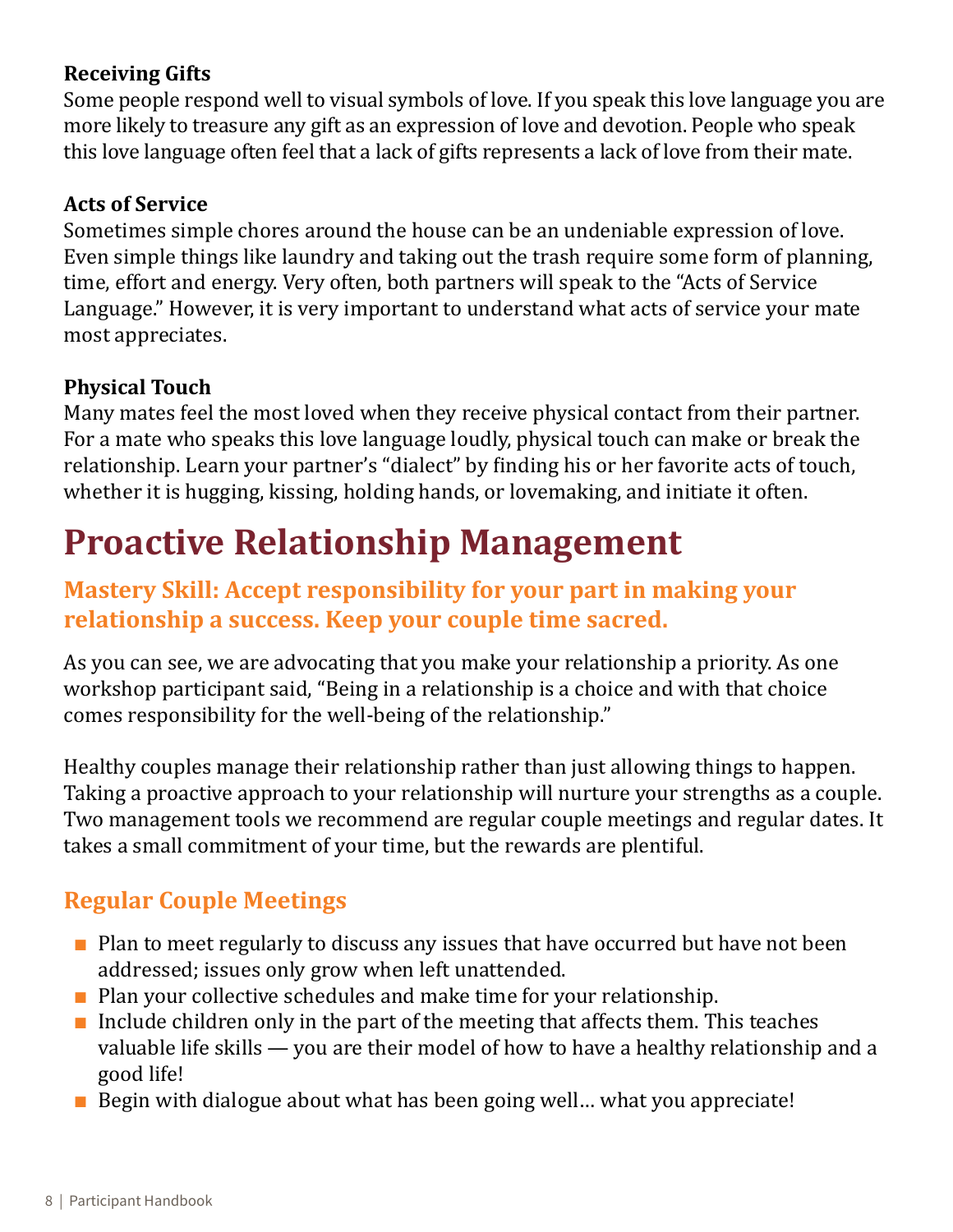### Receiving Gifts

Some people respond well to visual symbols of love. If you speak this love language you are more likely to treasure any gift as an expression of love and devotion. People who speak this love language often feel that a lack of gifts represents a lack of love from their mate.

### Acts of Service

Sometimes simple chores around the house can be an undeniable expression of love. Even simple things like laundry and taking out the trash require some form of planning, time, effort and energy. Very often, both partners will speak to the "Acts of Service Language." However, it is very important to understand what acts of service your mate most appreciates.

### Physical Touch

Many mates feel the most loved when they receive physical contact from their partner. For a mate who speaks this love language loudly, physical touch can make or break the relationship. Learn your partner's "dialect" by finding his or her favorite acts of touch, whether it is hugging, kissing, holding hands, or lovemaking, and initiate it often.

# Proactive Relationship Management

## Mastery Skill: Accept responsibility for your part in making your relationship a success. Keep your couple time sacred.

As you can see, we are advocating that you make your relationship a priority. As one workshop participant said, "Being in a relationship is a choice and with that choice comes responsibility for the well-being of the relationship."

Healthy couples manage their relationship rather than just allowing things to happen. Taking a proactive approach to your relationship will nurture your strengths as a couple. Two management tools we recommend are regular couple meetings and regular dates. It takes a small commitment of your time, but the rewards are plentiful.

## Regular Couple Meetings

- Plan to meet regularly to discuss any issues that have occurred but have not been addressed; issues only grow when left unattended.
- Plan your collective schedules and make time for your relationship.
- Include children only in the part of the meeting that affects them. This teaches valuable life skills — you are their model of how to have a healthy relationship and a good life!
- Begin with dialogue about what has been going well… what you appreciate!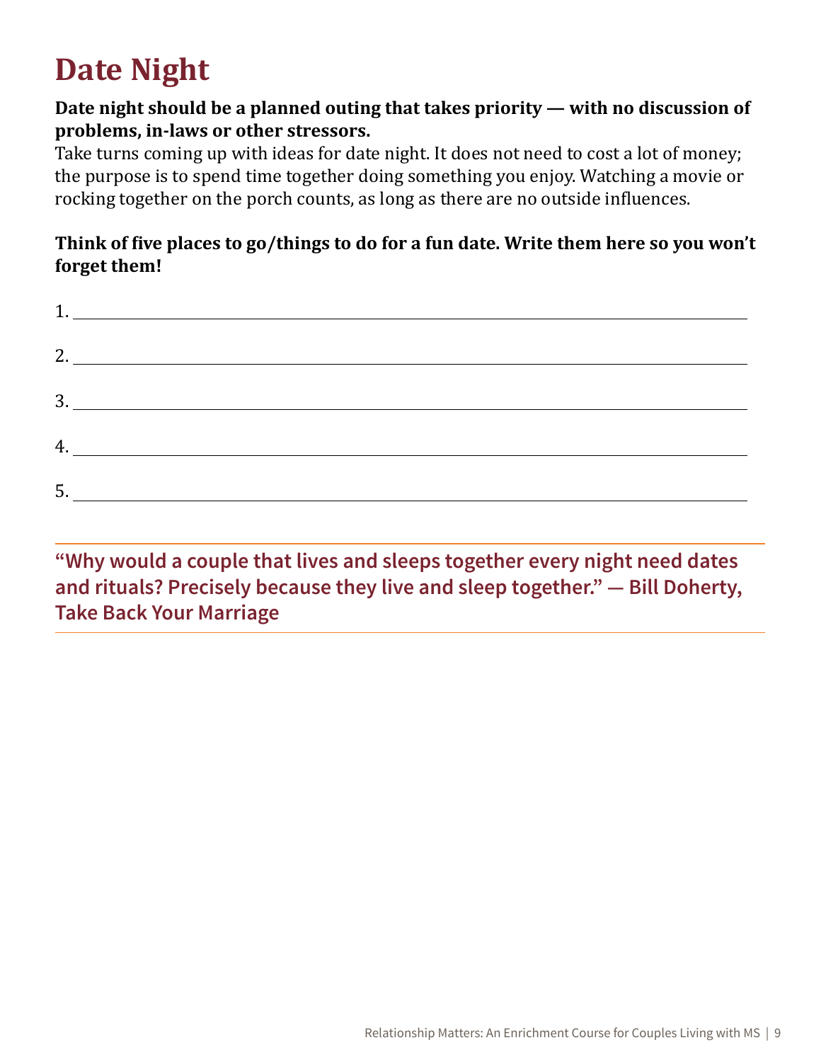# Date Night

**Date night should be a planned outing that takes priority — with no discussion of problems, in-laws or other stressors.**

Take turns coming up with ideas for date night. It does not need to cost a lot of money; the purpose is to spend time together doing something you enjoy. Watching a movie or rocking together on the porch counts, as long as there are no outside influences.

**Think of five places to go/things to do for a fun date. Write them here so you won't forget them!**

1. ______________________________

2. ______________________________

3. ______________________________

4. ______________________________

5. ______________________________

---

**"Why would a couple that lives and sleeps together every night need dates and rituals? Precisely because they live and sleep together." — Bill Doherty, Take Back Your Marriage**

---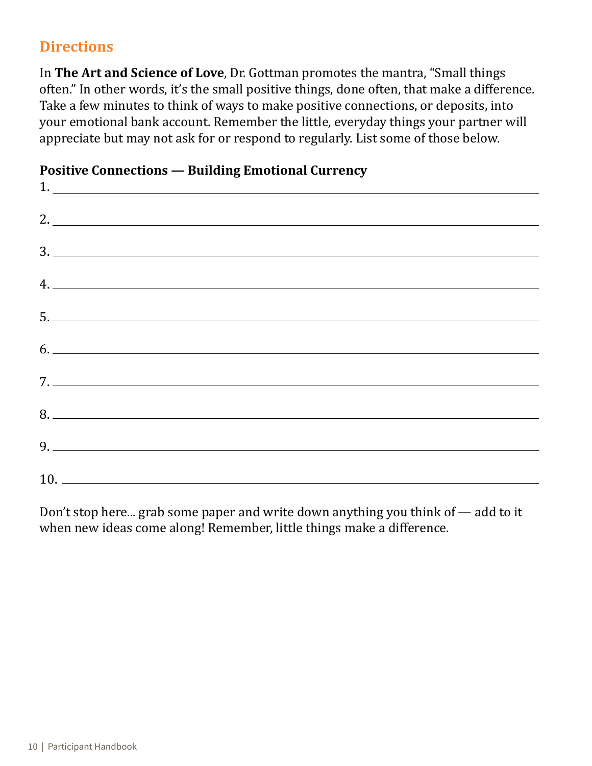## Directions

In **The Art and Science of Love**, Dr. Gottman promotes the mantra, "Small things often." In other words, it's the small positive things, done often, that make a difference. Take a few minutes to think of ways to make positive connections, or deposits, into your emotional bank account. Remember the little, everyday things your partner will appreciate but may not ask for or respond to regularly. List some of those below.

**Positive Connections — Building Emotional Currency**

1. ______________________________________________
2. ______________________________________________
3. ______________________________________________
4. ______________________________________________
5. ______________________________________________
6. ______________________________________________
7. ______________________________________________
8. ______________________________________________
9. ______________________________________________
10. ______________________________________________

Don't stop here... grab some paper and write down anything you think of — add to it when new ideas come along! Remember, little things make a difference.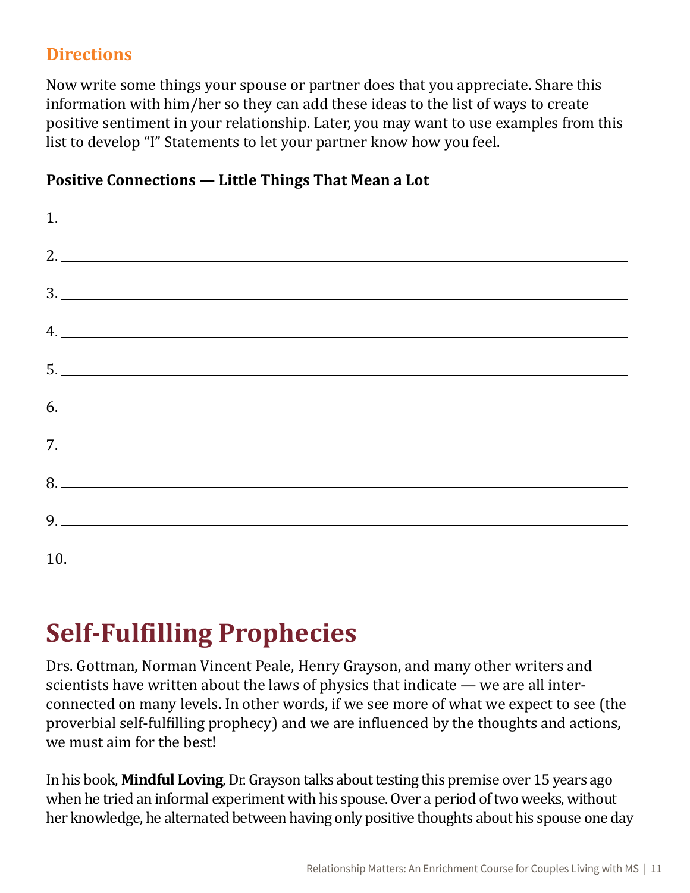### Directions

Now write some things your spouse or partner does that you appreciate. Share this information with him/her so they can add these ideas to the list of ways to create positive sentiment in your relationship. Later, you may want to use examples from this list to develop "I" Statements to let your partner know how you feel.

**Positive Connections — Little Things That Mean a Lot**

1. ______________________________

2. ______________________________

3. ______________________________

4. ______________________________

5. ______________________________

6. ______________________________

7. ______________________________

8. ______________________________

9. ______________________________

10. ______________________________

# Self-Fulfilling Prophecies

Drs. Gottman, Norman Vincent Peale, Henry Grayson, and many other writers and scientists have written about the laws of physics that indicate — we are all inter-connected on many levels. In other words, if we see more of what we expect to see (the proverbial self-fulfilling prophecy) and we are influenced by the thoughts and actions, we must aim for the best!

In his book, **Mindful Loving**, Dr. Grayson talks about testing this premise over 15 years ago when he tried an informal experiment with his spouse. Over a period of two weeks, without her knowledge, he alternated between having only positive thoughts about his spouse one day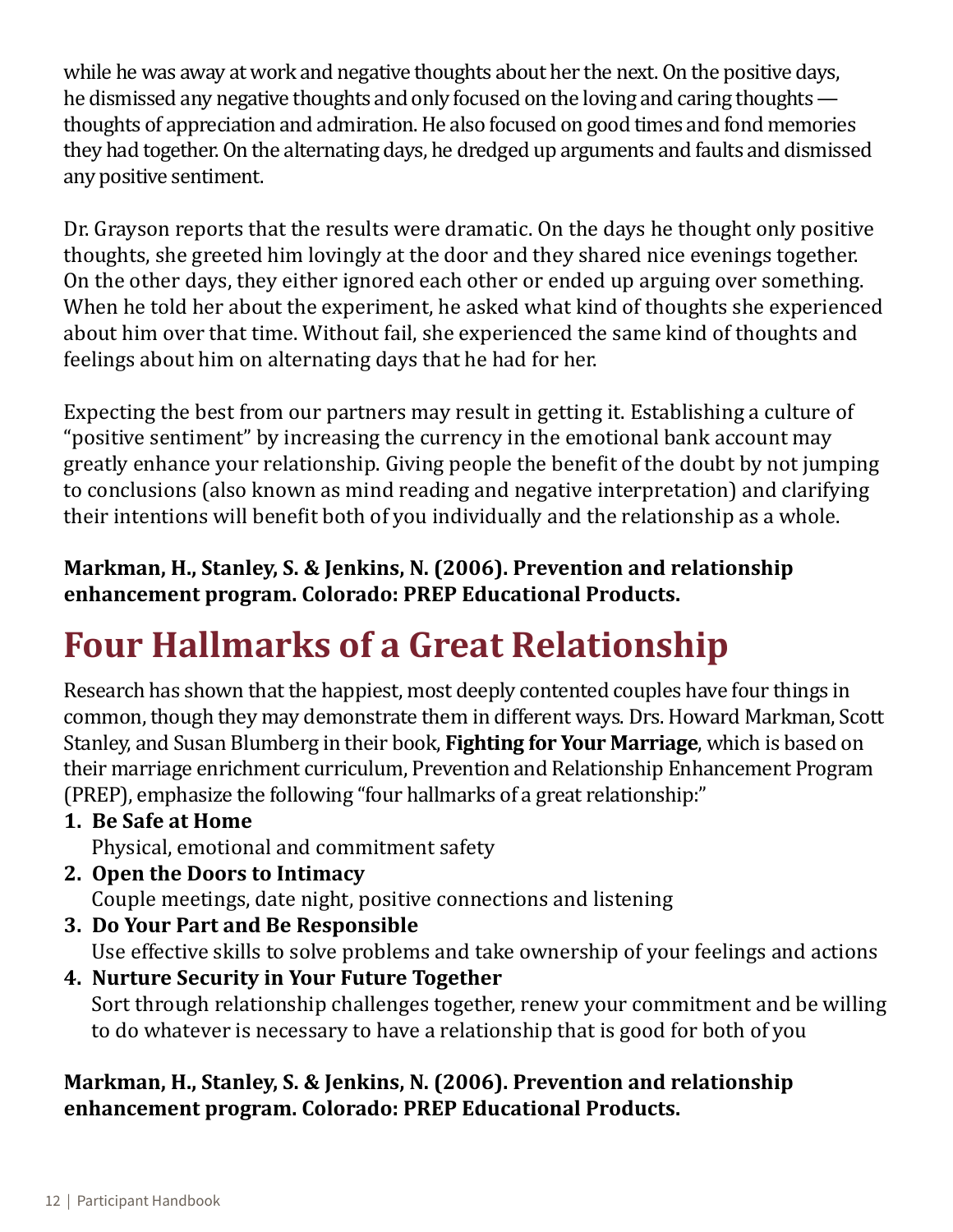while he was away at work and negative thoughts about her the next. On the positive days, he dismissed any negative thoughts and only focused on the loving and caring thoughts — thoughts of appreciation and admiration. He also focused on good times and fond memories they had together. On the alternating days, he dredged up arguments and faults and dismissed any positive sentiment.

Dr. Grayson reports that the results were dramatic. On the days he thought only positive thoughts, she greeted him lovingly at the door and they shared nice evenings together. On the other days, they either ignored each other or ended up arguing over something. When he told her about the experiment, he asked what kind of thoughts she experienced about him over that time. Without fail, she experienced the same kind of thoughts and feelings about him on alternating days that he had for her.

Expecting the best from our partners may result in getting it. Establishing a culture of "positive sentiment" by increasing the currency in the emotional bank account may greatly enhance your relationship. Giving people the benefit of the doubt by not jumping to conclusions (also known as mind reading and negative interpretation) and clarifying their intentions will benefit both of you individually and the relationship as a whole.

**Markman, H., Stanley, S. & Jenkins, N. (2006). Prevention and relationship enhancement program. Colorado: PREP Educational Products.**

# Four Hallmarks of a Great Relationship

Research has shown that the happiest, most deeply contented couples have four things in common, though they may demonstrate them in different ways. Drs. Howard Markman, Scott Stanley, and Susan Blumberg in their book, **Fighting for Your Marriage**, which is based on their marriage enrichment curriculum, Prevention and Relationship Enhancement Program (PREP), emphasize the following "four hallmarks of a great relationship:"

1. **Be Safe at Home**
   Physical, emotional and commitment safety
2. **Open the Doors to Intimacy**
   Couple meetings, date night, positive connections and listening
3. **Do Your Part and Be Responsible**
   Use effective skills to solve problems and take ownership of your feelings and actions
4. **Nurture Security in Your Future Together**
   Sort through relationship challenges together, renew your commitment and be willing to do whatever is necessary to have a relationship that is good for both of you

**Markman, H., Stanley, S. & Jenkins, N. (2006). Prevention and relationship enhancement program. Colorado: PREP Educational Products.**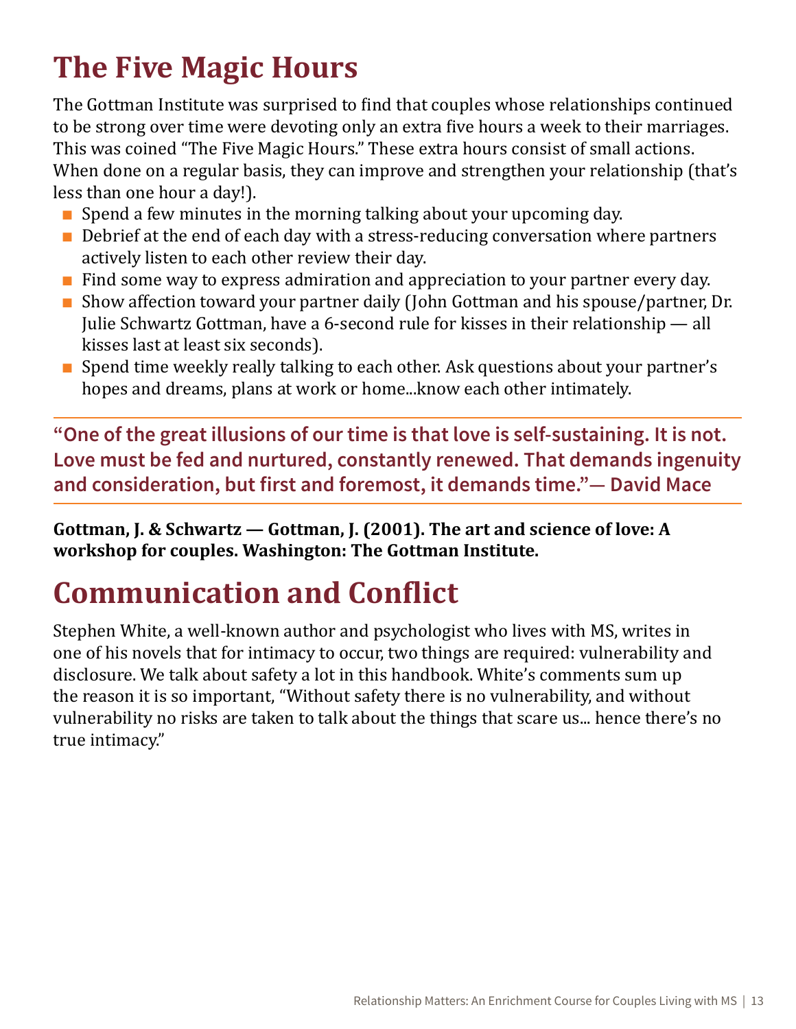# The Five Magic Hours

The Gottman Institute was surprised to find that couples whose relationships continued to be strong over time were devoting only an extra five hours a week to their marriages. This was coined "The Five Magic Hours." These extra hours consist of small actions. When done on a regular basis, they can improve and strengthen your relationship (that's less than one hour a day!).

- Spend a few minutes in the morning talking about your upcoming day.
- Debrief at the end of each day with a stress-reducing conversation where partners actively listen to each other review their day.
- Find some way to express admiration and appreciation to your partner every day.
- Show affection toward your partner daily (John Gottman and his spouse/partner, Dr. Julie Schwartz Gottman, have a 6-second rule for kisses in their relationship — all kisses last at least six seconds).
- Spend time weekly really talking to each other. Ask questions about your partner's hopes and dreams, plans at work or home...know each other intimately.

---

**"One of the great illusions of our time is that love is self-sustaining. It is not. Love must be fed and nurtured, constantly renewed. That demands ingenuity and consideration, but first and foremost, it demands time."— David Mace**

---

**Gottman, J. & Schwartz — Gottman, J. (2001). The art and science of love: A workshop for couples. Washington: The Gottman Institute.**

# Communication and Conflict

Stephen White, a well-known author and psychologist who lives with MS, writes in one of his novels that for intimacy to occur, two things are required: vulnerability and disclosure. We talk about safety a lot in this handbook. White's comments sum up the reason it is so important, "Without safety there is no vulnerability, and without vulnerability no risks are taken to talk about the things that scare us... hence there's no true intimacy."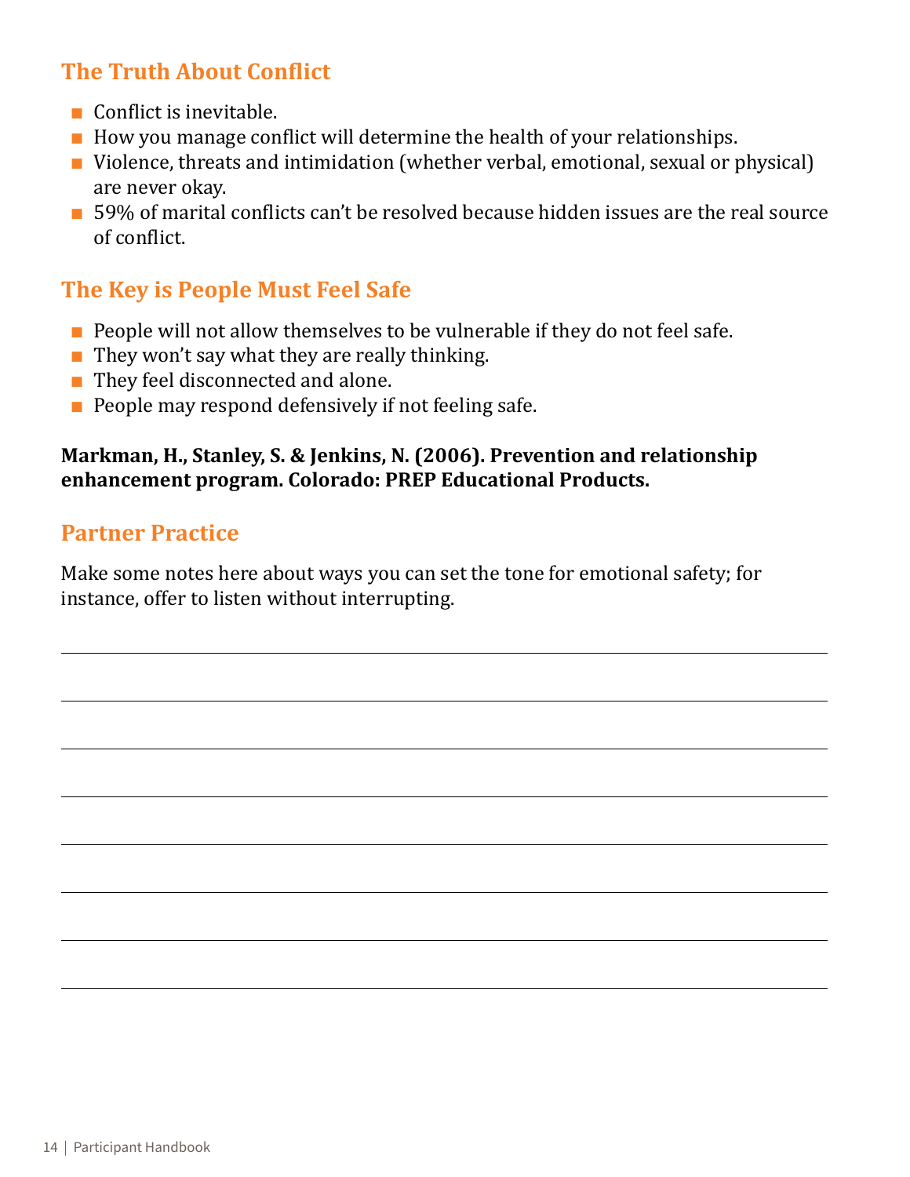## The Truth About Conflict

- Conflict is inevitable.
- How you manage conflict will determine the health of your relationships.
- Violence, threats and intimidation (whether verbal, emotional, sexual or physical) are never okay.
- 59% of marital conflicts can't be resolved because hidden issues are the real source of conflict.

## The Key is People Must Feel Safe

- People will not allow themselves to be vulnerable if they do not feel safe.
- They won't say what they are really thinking.
- They feel disconnected and alone.
- People may respond defensively if not feeling safe.

**Markman, H., Stanley, S. & Jenkins, N. (2006). Prevention and relationship enhancement program. Colorado: PREP Educational Products.**

## Partner Practice

Make some notes here about ways you can set the tone for emotional safety; for instance, offer to listen without interrupting.

---

---

---

---

---

---

---

---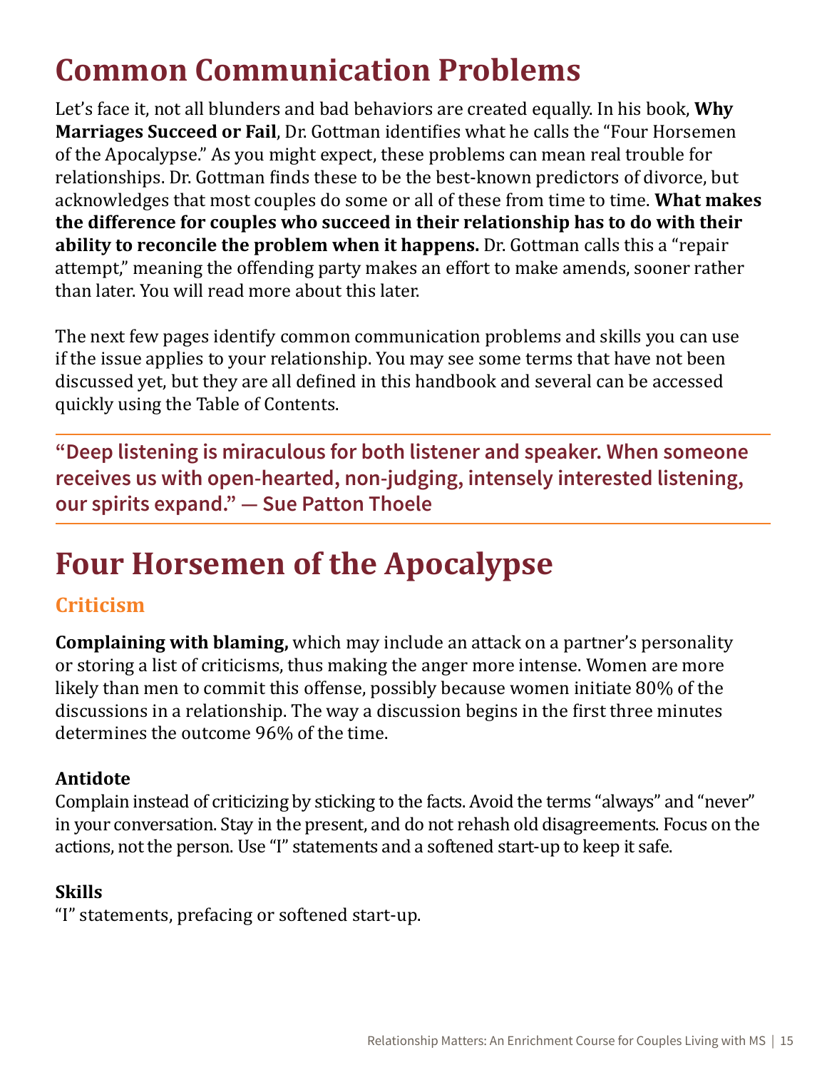# Common Communication Problems

Let's face it, not all blunders and bad behaviors are created equally. In his book, **Why Marriages Succeed or Fail**, Dr. Gottman identifies what he calls the "Four Horsemen of the Apocalypse." As you might expect, these problems can mean real trouble for relationships. Dr. Gottman finds these to be the best-known predictors of divorce, but acknowledges that most couples do some or all of these from time to time. **What makes the difference for couples who succeed in their relationship has to do with their ability to reconcile the problem when it happens.** Dr. Gottman calls this a "repair attempt," meaning the offending party makes an effort to make amends, sooner rather than later. You will read more about this later.

The next few pages identify common communication problems and skills you can use if the issue applies to your relationship. You may see some terms that have not been discussed yet, but they are all defined in this handbook and several can be accessed quickly using the Table of Contents.

> **"Deep listening is miraculous for both listener and speaker. When someone receives us with open-hearted, non-judging, intensely interested listening, our spirits expand." — Sue Patton Thoele**

# Four Horsemen of the Apocalypse

## Criticism

**Complaining with blaming,** which may include an attack on a partner's personality or storing a list of criticisms, thus making the anger more intense. Women are more likely than men to commit this offense, possibly because women initiate 80% of the discussions in a relationship. The way a discussion begins in the first three minutes determines the outcome 96% of the time.

**Antidote**
Complain instead of criticizing by sticking to the facts. Avoid the terms "always" and "never" in your conversation. Stay in the present, and do not rehash old disagreements. Focus on the actions, not the person. Use "I" statements and a softened start-up to keep it safe.

**Skills**
"I" statements, prefacing or softened start-up.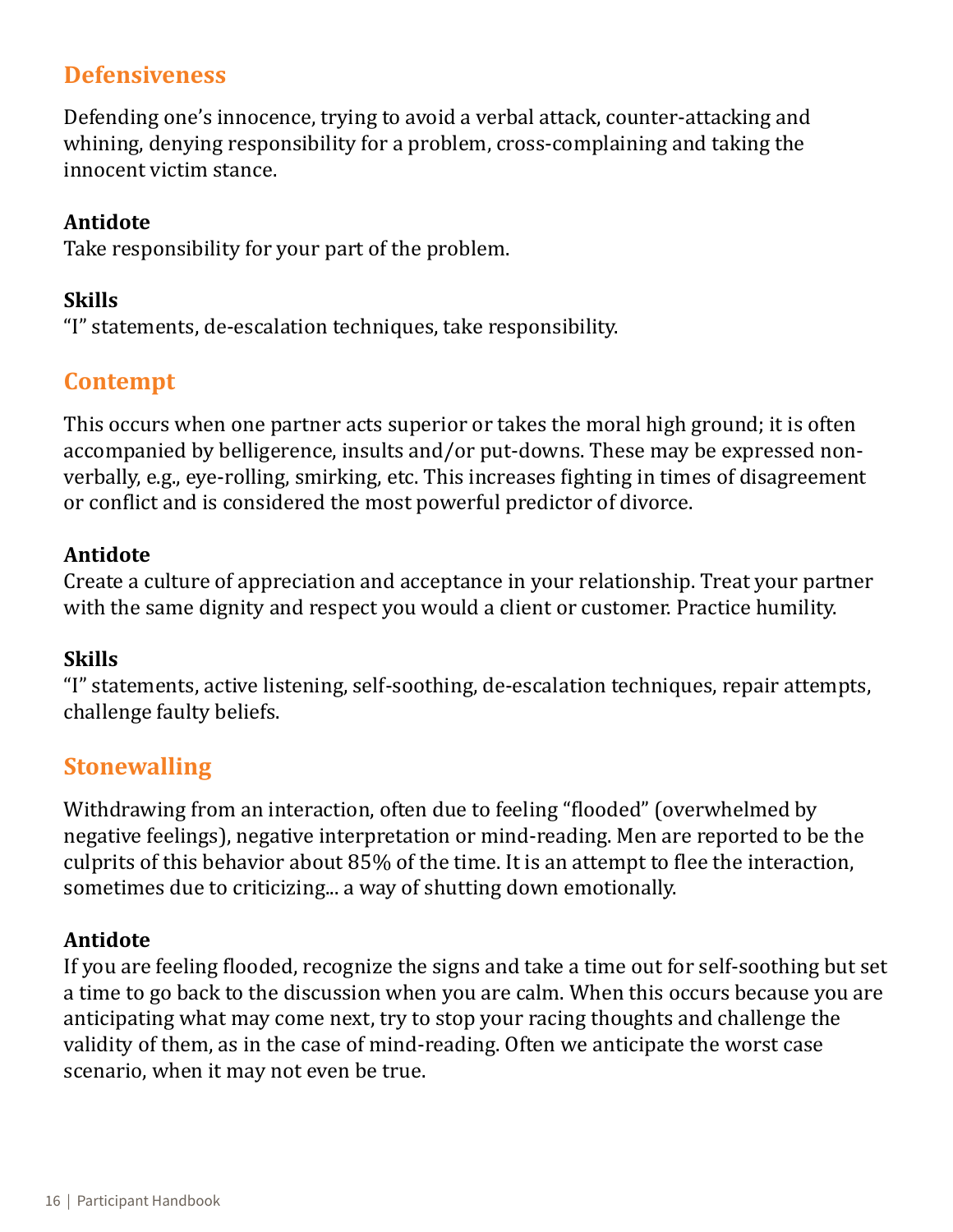## Defensiveness

Defending one's innocence, trying to avoid a verbal attack, counter-attacking and whining, denying responsibility for a problem, cross-complaining and taking the innocent victim stance.

**Antidote**
Take responsibility for your part of the problem.

**Skills**
"I" statements, de-escalation techniques, take responsibility.

## Contempt

This occurs when one partner acts superior or takes the moral high ground; it is often accompanied by belligerence, insults and/or put-downs. These may be expressed non-verbally, e.g., eye-rolling, smirking, etc. This increases fighting in times of disagreement or conflict and is considered the most powerful predictor of divorce.

**Antidote**
Create a culture of appreciation and acceptance in your relationship. Treat your partner with the same dignity and respect you would a client or customer. Practice humility.

**Skills**
"I" statements, active listening, self-soothing, de-escalation techniques, repair attempts, challenge faulty beliefs.

## Stonewalling

Withdrawing from an interaction, often due to feeling "flooded" (overwhelmed by negative feelings), negative interpretation or mind-reading. Men are reported to be the culprits of this behavior about 85% of the time. It is an attempt to flee the interaction, sometimes due to criticizing... a way of shutting down emotionally.

**Antidote**
If you are feeling flooded, recognize the signs and take a time out for self-soothing but set a time to go back to the discussion when you are calm. When this occurs because you are anticipating what may come next, try to stop your racing thoughts and challenge the validity of them, as in the case of mind-reading. Often we anticipate the worst case scenario, when it may not even be true.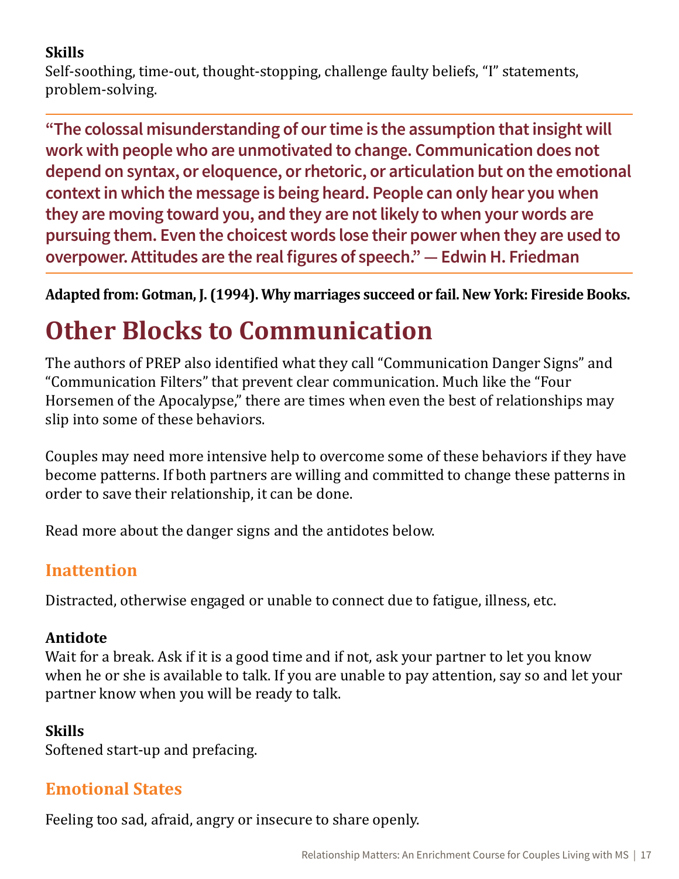**Skills**
Self-soothing, time-out, thought-stopping, challenge faulty beliefs, "I" statements, problem-solving.

---

**"The colossal misunderstanding of our time is the assumption that insight will work with people who are unmotivated to change. Communication does not depend on syntax, or eloquence, or rhetoric, or articulation but on the emotional context in which the message is being heard. People can only hear you when they are moving toward you, and they are not likely to when your words are pursuing them. Even the choicest words lose their power when they are used to overpower. Attitudes are the real figures of speech." — Edwin H. Friedman**

---

**Adapted from: Gotman, J. (1994). Why marriages succeed or fail. New York: Fireside Books.**

# Other Blocks to Communication

The authors of PREP also identified what they call "Communication Danger Signs" and "Communication Filters" that prevent clear communication. Much like the "Four Horsemen of the Apocalypse," there are times when even the best of relationships may slip into some of these behaviors.

Couples may need more intensive help to overcome some of these behaviors if they have become patterns. If both partners are willing and committed to change these patterns in order to save their relationship, it can be done.

Read more about the danger signs and the antidotes below.

### Inattention

Distracted, otherwise engaged or unable to connect due to fatigue, illness, etc.

**Antidote**
Wait for a break. Ask if it is a good time and if not, ask your partner to let you know when he or she is available to talk. If you are unable to pay attention, say so and let your partner know when you will be ready to talk.

**Skills**
Softened start-up and prefacing.

### Emotional States

Feeling too sad, afraid, angry or insecure to share openly.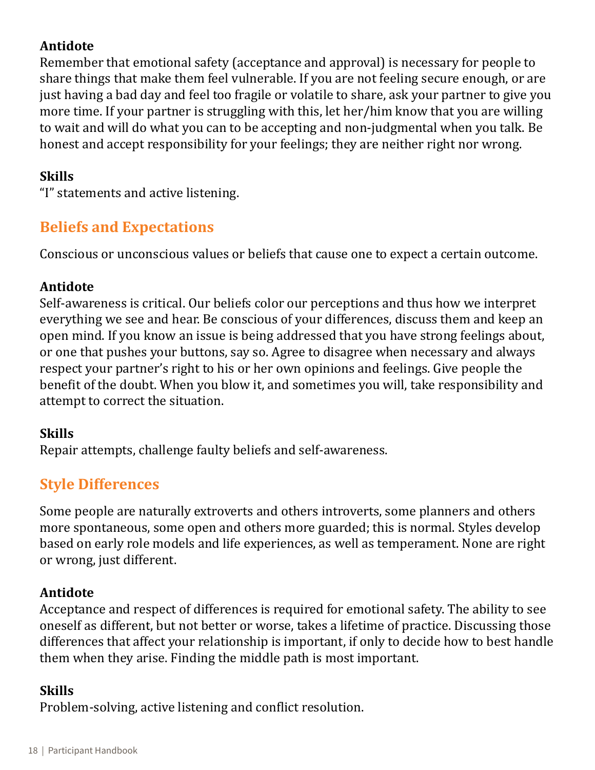**Antidote**
Remember that emotional safety (acceptance and approval) is necessary for people to share things that make them feel vulnerable. If you are not feeling secure enough, or are just having a bad day and feel too fragile or volatile to share, ask your partner to give you more time. If your partner is struggling with this, let her/him know that you are willing to wait and will do what you can to be accepting and non-judgmental when you talk. Be honest and accept responsibility for your feelings; they are neither right nor wrong.

**Skills**
"I" statements and active listening.

## Beliefs and Expectations

Conscious or unconscious values or beliefs that cause one to expect a certain outcome.

**Antidote**
Self-awareness is critical. Our beliefs color our perceptions and thus how we interpret everything we see and hear. Be conscious of your differences, discuss them and keep an open mind. If you know an issue is being addressed that you have strong feelings about, or one that pushes your buttons, say so. Agree to disagree when necessary and always respect your partner's right to his or her own opinions and feelings. Give people the benefit of the doubt. When you blow it, and sometimes you will, take responsibility and attempt to correct the situation.

**Skills**
Repair attempts, challenge faulty beliefs and self-awareness.

## Style Differences

Some people are naturally extroverts and others introverts, some planners and others more spontaneous, some open and others more guarded; this is normal. Styles develop based on early role models and life experiences, as well as temperament. None are right or wrong, just different.

**Antidote**
Acceptance and respect of differences is required for emotional safety. The ability to see oneself as different, but not better or worse, takes a lifetime of practice. Discussing those differences that affect your relationship is important, if only to decide how to best handle them when they arise. Finding the middle path is most important.

**Skills**
Problem-solving, active listening and conflict resolution.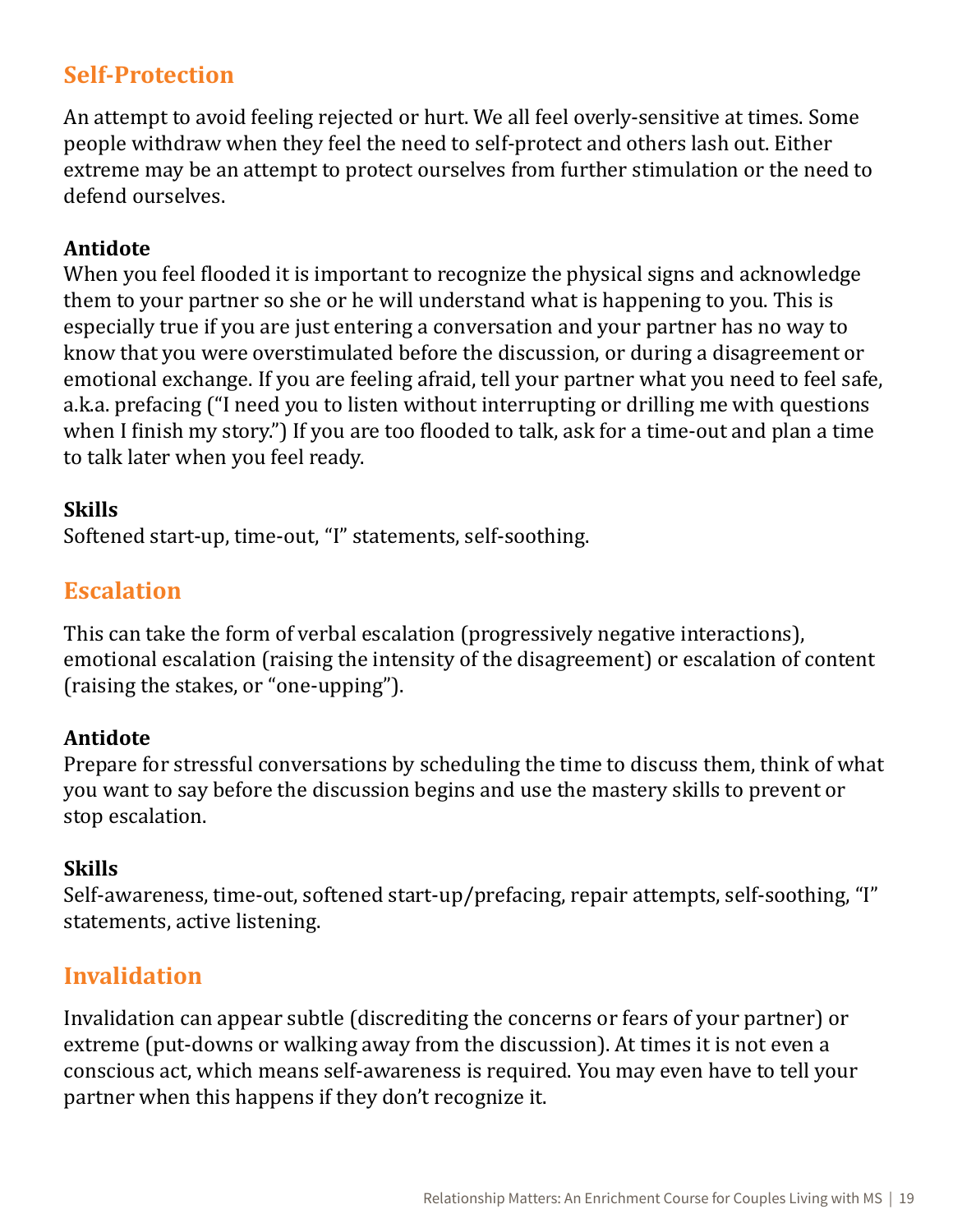## Self-Protection

An attempt to avoid feeling rejected or hurt. We all feel overly-sensitive at times. Some people withdraw when they feel the need to self-protect and others lash out. Either extreme may be an attempt to protect ourselves from further stimulation or the need to defend ourselves.

**Antidote**
When you feel flooded it is important to recognize the physical signs and acknowledge them to your partner so she or he will understand what is happening to you. This is especially true if you are just entering a conversation and your partner has no way to know that you were overstimulated before the discussion, or during a disagreement or emotional exchange. If you are feeling afraid, tell your partner what you need to feel safe, a.k.a. prefacing ("I need you to listen without interrupting or drilling me with questions when I finish my story.") If you are too flooded to talk, ask for a time-out and plan a time to talk later when you feel ready.

**Skills**
Softened start-up, time-out, "I" statements, self-soothing.

## Escalation

This can take the form of verbal escalation (progressively negative interactions), emotional escalation (raising the intensity of the disagreement) or escalation of content (raising the stakes, or "one-upping").

**Antidote**
Prepare for stressful conversations by scheduling the time to discuss them, think of what you want to say before the discussion begins and use the mastery skills to prevent or stop escalation.

**Skills**
Self-awareness, time-out, softened start-up/prefacing, repair attempts, self-soothing, "I" statements, active listening.

## Invalidation

Invalidation can appear subtle (discrediting the concerns or fears of your partner) or extreme (put-downs or walking away from the discussion). At times it is not even a conscious act, which means self-awareness is required. You may even have to tell your partner when this happens if they don't recognize it.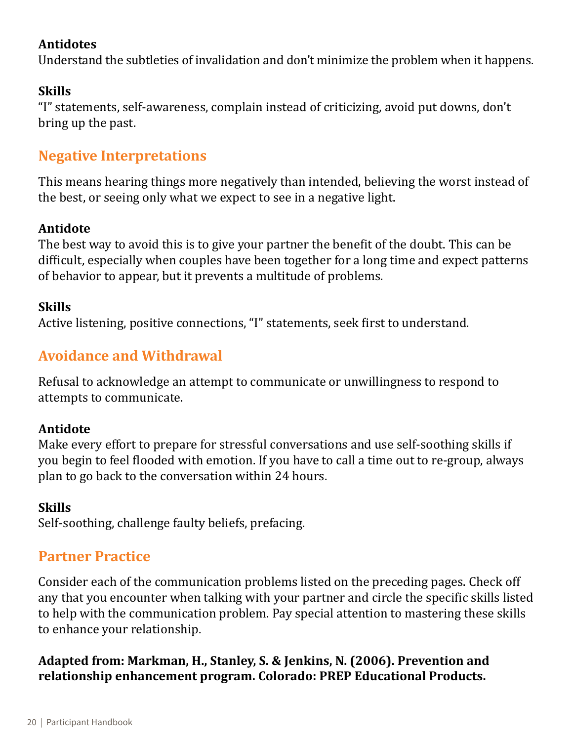**Antidotes**
Understand the subtleties of invalidation and don't minimize the problem when it happens.

**Skills**
"I" statements, self-awareness, complain instead of criticizing, avoid put downs, don't bring up the past.

## Negative Interpretations

This means hearing things more negatively than intended, believing the worst instead of the best, or seeing only what we expect to see in a negative light.

**Antidote**
The best way to avoid this is to give your partner the benefit of the doubt. This can be difficult, especially when couples have been together for a long time and expect patterns of behavior to appear, but it prevents a multitude of problems.

**Skills**
Active listening, positive connections, "I" statements, seek first to understand.

## Avoidance and Withdrawal

Refusal to acknowledge an attempt to communicate or unwillingness to respond to attempts to communicate.

**Antidote**
Make every effort to prepare for stressful conversations and use self-soothing skills if you begin to feel flooded with emotion. If you have to call a time out to re-group, always plan to go back to the conversation within 24 hours.

**Skills**
Self-soothing, challenge faulty beliefs, prefacing.

## Partner Practice

Consider each of the communication problems listed on the preceding pages. Check off any that you encounter when talking with your partner and circle the specific skills listed to help with the communication problem. Pay special attention to mastering these skills to enhance your relationship.

**Adapted from: Markman, H., Stanley, S. & Jenkins, N. (2006). Prevention and relationship enhancement program. Colorado: PREP Educational Products.**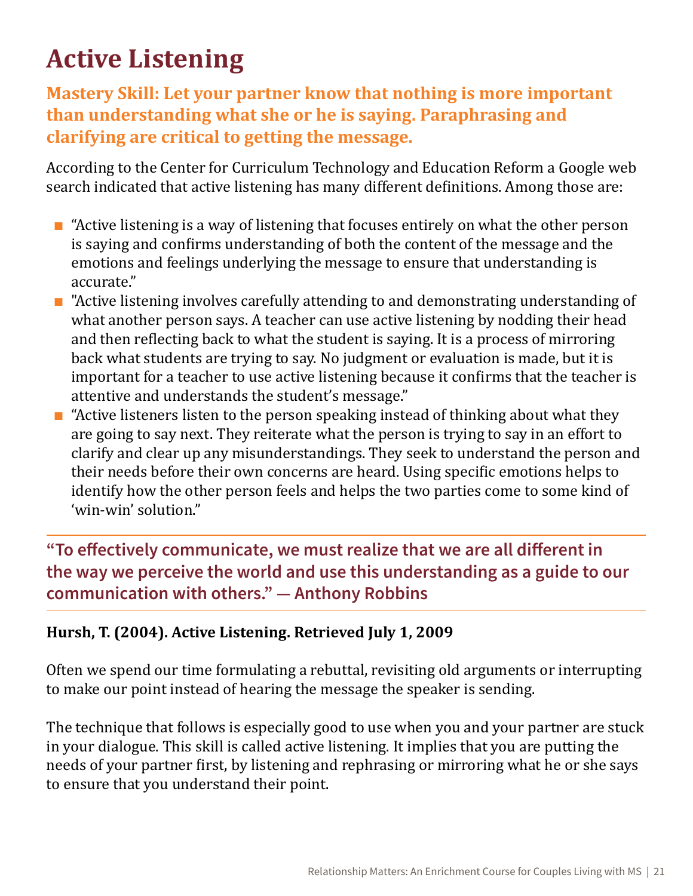# Active Listening

**Mastery Skill: Let your partner know that nothing is more important than understanding what she or he is saying. Paraphrasing and clarifying are critical to getting the message.**

According to the Center for Curriculum Technology and Education Reform a Google web search indicated that active listening has many different definitions. Among those are:

- "Active listening is a way of listening that focuses entirely on what the other person is saying and confirms understanding of both the content of the message and the emotions and feelings underlying the message to ensure that understanding is accurate."
- "Active listening involves carefully attending to and demonstrating understanding of what another person says. A teacher can use active listening by nodding their head and then reflecting back to what the student is saying. It is a process of mirroring back what students are trying to say. No judgment or evaluation is made, but it is important for a teacher to use active listening because it confirms that the teacher is attentive and understands the student's message."
- "Active listeners listen to the person speaking instead of thinking about what they are going to say next. They reiterate what the person is trying to say in an effort to clarify and clear up any misunderstandings. They seek to understand the person and their needs before their own concerns are heard. Using specific emotions helps to identify how the other person feels and helps the two parties come to some kind of 'win-win' solution."

---

**"To effectively communicate, we must realize that we are all different in the way we perceive the world and use this understanding as a guide to our communication with others." — Anthony Robbins**

---

**Hursh, T. (2004). Active Listening. Retrieved July 1, 2009**

Often we spend our time formulating a rebuttal, revisiting old arguments or interrupting to make our point instead of hearing the message the speaker is sending.

The technique that follows is especially good to use when you and your partner are stuck in your dialogue. This skill is called active listening. It implies that you are putting the needs of your partner first, by listening and rephrasing or mirroring what he or she says to ensure that you understand their point.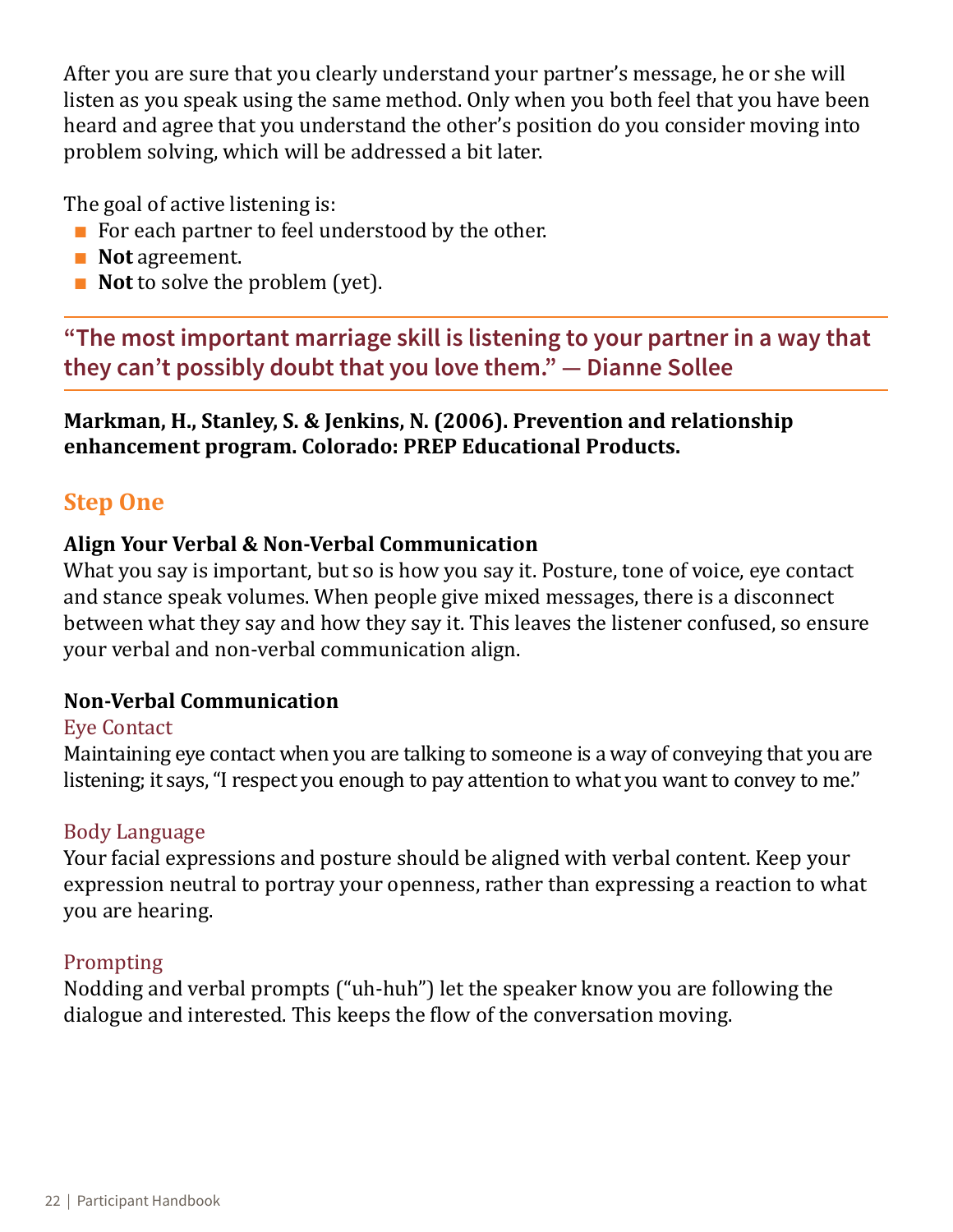After you are sure that you clearly understand your partner's message, he or she will listen as you speak using the same method. Only when you both feel that you have been heard and agree that you understand the other's position do you consider moving into problem solving, which will be addressed a bit later.

The goal of active listening is:

- For each partner to feel understood by the other.
- **Not** agreement.
- **Not** to solve the problem (yet).

---

**"The most important marriage skill is listening to your partner in a way that they can't possibly doubt that you love them." — Dianne Sollee**

---

**Markman, H., Stanley, S. & Jenkins, N. (2006). Prevention and relationship enhancement program. Colorado: PREP Educational Products.**

## Step One

### Align Your Verbal & Non-Verbal Communication

What you say is important, but so is how you say it. Posture, tone of voice, eye contact and stance speak volumes. When people give mixed messages, there is a disconnect between what they say and how they say it. This leaves the listener confused, so ensure your verbal and non-verbal communication align.

### Non-Verbal Communication

#### Eye Contact

Maintaining eye contact when you are talking to someone is a way of conveying that you are listening; it says, "I respect you enough to pay attention to what you want to convey to me."

#### Body Language

Your facial expressions and posture should be aligned with verbal content. Keep your expression neutral to portray your openness, rather than expressing a reaction to what you are hearing.

#### Prompting

Nodding and verbal prompts ("uh-huh") let the speaker know you are following the dialogue and interested. This keeps the flow of the conversation moving.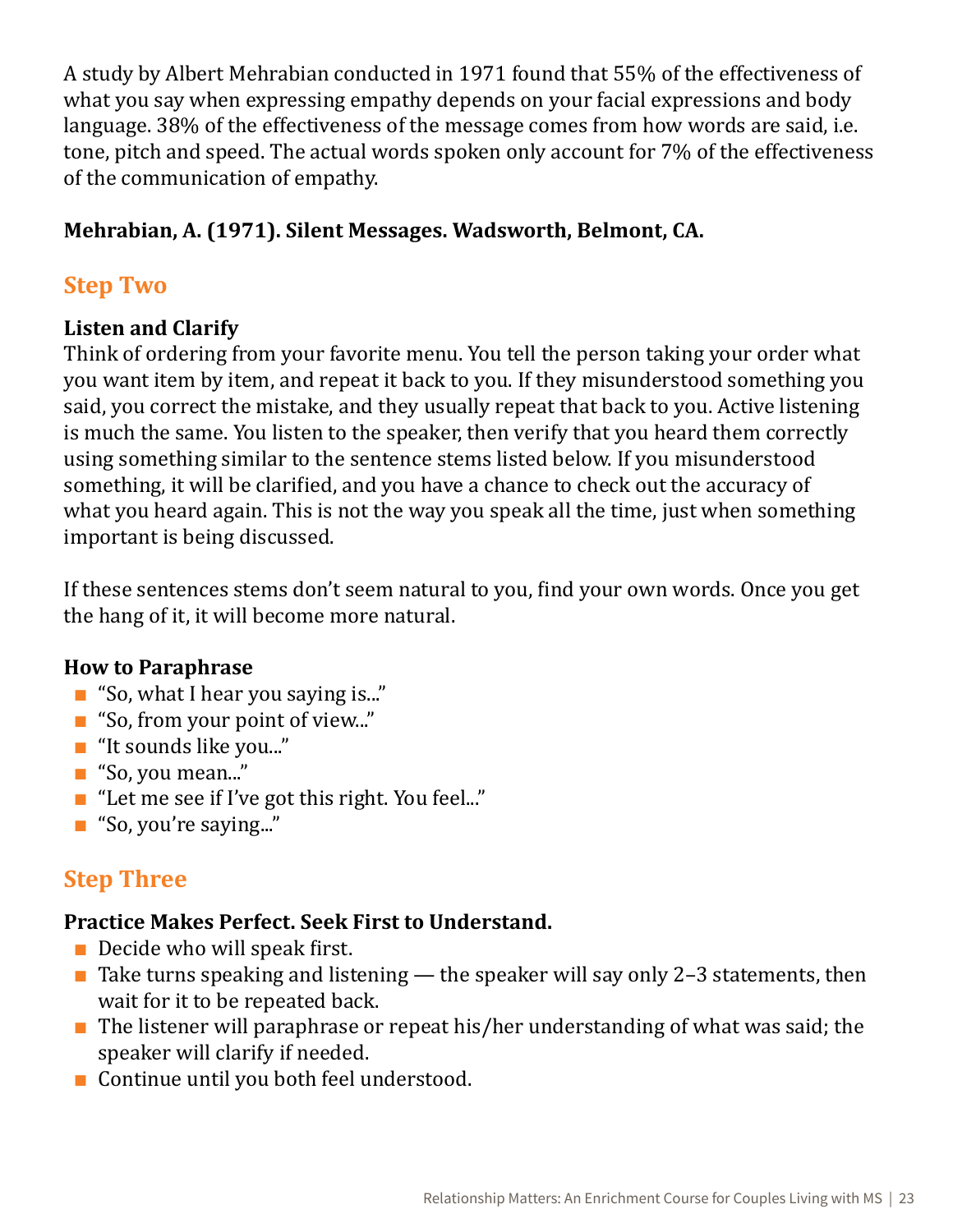A study by Albert Mehrabian conducted in 1971 found that 55% of the effectiveness of what you say when expressing empathy depends on your facial expressions and body language. 38% of the effectiveness of the message comes from how words are said, i.e. tone, pitch and speed. The actual words spoken only account for 7% of the effectiveness of the communication of empathy.

**Mehrabian, A. (1971). Silent Messages. Wadsworth, Belmont, CA.**

## Step Two

**Listen and Clarify**

Think of ordering from your favorite menu. You tell the person taking your order what you want item by item, and repeat it back to you. If they misunderstood something you said, you correct the mistake, and they usually repeat that back to you. Active listening is much the same. You listen to the speaker, then verify that you heard them correctly using something similar to the sentence stems listed below. If you misunderstood something, it will be clarified, and you have a chance to check out the accuracy of what you heard again. This is not the way you speak all the time, just when something important is being discussed.

If these sentences stems don't seem natural to you, find your own words. Once you get the hang of it, it will become more natural.

**How to Paraphrase**

- "So, what I hear you saying is..."
- "So, from your point of view..."
- "It sounds like you..."
- "So, you mean..."
- "Let me see if I've got this right. You feel..."
- "So, you're saying..."

## Step Three

**Practice Makes Perfect. Seek First to Understand.**

- Decide who will speak first.
- Take turns speaking and listening — the speaker will say only 2–3 statements, then wait for it to be repeated back.
- The listener will paraphrase or repeat his/her understanding of what was said; the speaker will clarify if needed.
- Continue until you both feel understood.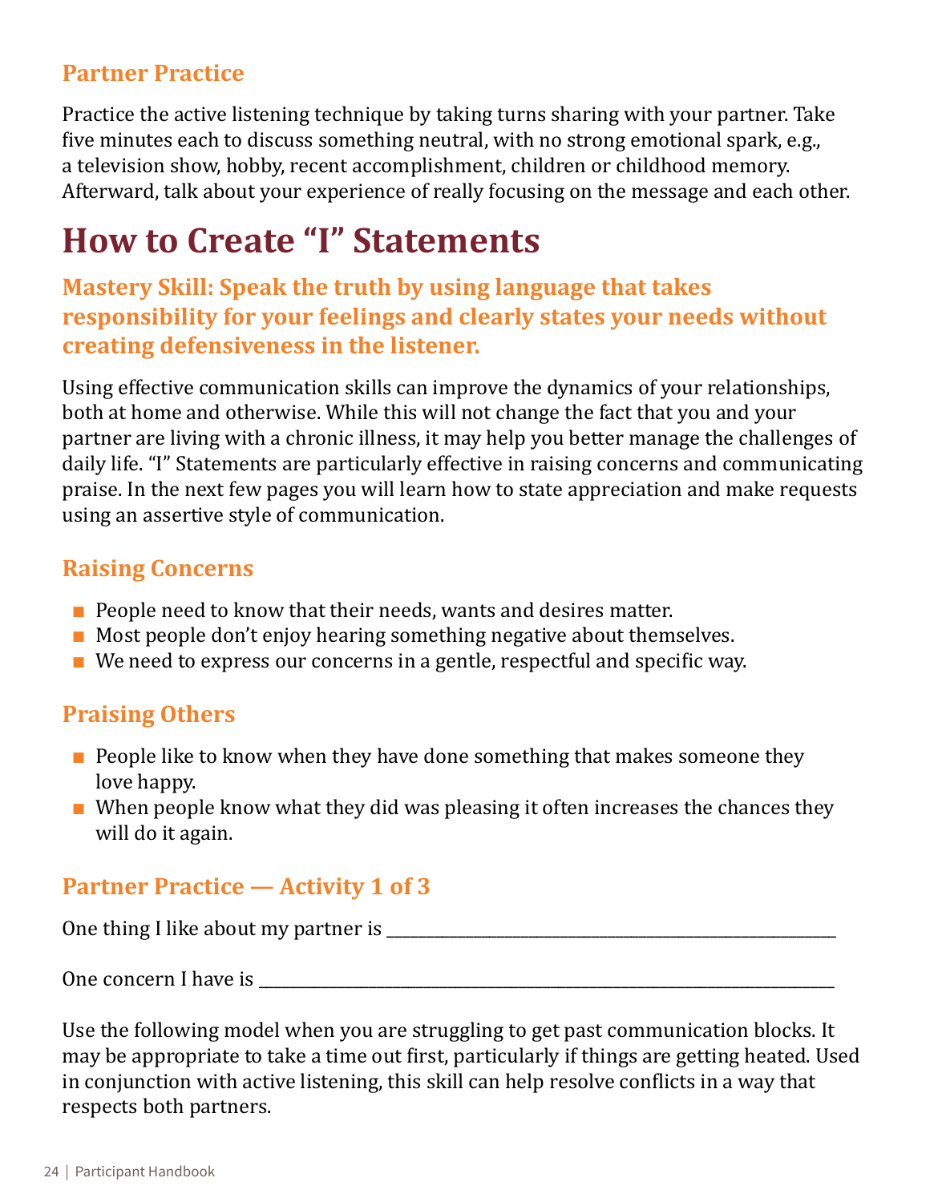### Partner Practice

Practice the active listening technique by taking turns sharing with your partner. Take five minutes each to discuss something neutral, with no strong emotional spark, e.g., a television show, hobby, recent accomplishment, children or childhood memory. Afterward, talk about your experience of really focusing on the message and each other.

# How to Create "I" Statements

### Mastery Skill: Speak the truth by using language that takes responsibility for your feelings and clearly states your needs without creating defensiveness in the listener.

Using effective communication skills can improve the dynamics of your relationships, both at home and otherwise. While this will not change the fact that you and your partner are living with a chronic illness, it may help you better manage the challenges of daily life. "I" Statements are particularly effective in raising concerns and communicating praise. In the next few pages you will learn how to state appreciation and make requests using an assertive style of communication.

### Raising Concerns

- People need to know that their needs, wants and desires matter.
- Most people don't enjoy hearing something negative about themselves.
- We need to express our concerns in a gentle, respectful and specific way.

### Praising Others

- People like to know when they have done something that makes someone they love happy.
- When people know what they did was pleasing it often increases the chances they will do it again.

### Partner Practice — Activity 1 of 3

One thing I like about my partner is ______________________________________________

One concern I have is ______________________________________________

Use the following model when you are struggling to get past communication blocks. It may be appropriate to take a time out first, particularly if things are getting heated. Used in conjunction with active listening, this skill can help resolve conflicts in a way that respects both partners.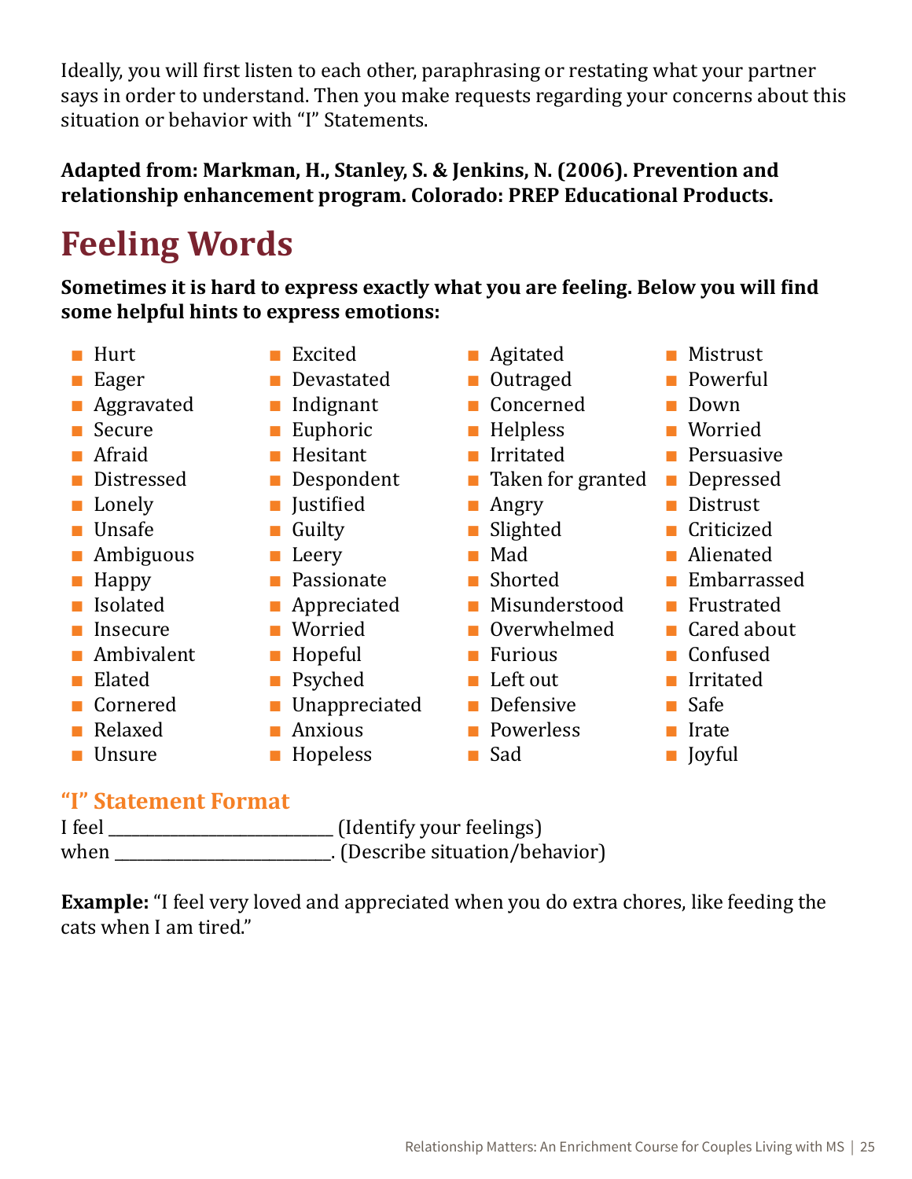Ideally, you will first listen to each other, paraphrasing or restating what your partner says in order to understand. Then you make requests regarding your concerns about this situation or behavior with "I" Statements.

**Adapted from: Markman, H., Stanley, S. & Jenkins, N. (2006). Prevention and relationship enhancement program. Colorado: PREP Educational Products.**

# Feeling Words

**Sometimes it is hard to express exactly what you are feeling. Below you will find some helpful hints to express emotions:**

- Hurt
- Eager
- Aggravated
- Secure
- Afraid
- Distressed
- Lonely
- Unsafe
- Ambiguous
- Happy
- Isolated
- Insecure
- Ambivalent
- Elated
- Cornered
- Relaxed
- Unsure
- Excited
- Devastated
- Indignant
- Euphoric
- Hesitant
- Despondent
- Justified
- Guilty
- Leery
- Passionate
- Appreciated
- Worried
- Hopeful
- Psyched
- Unappreciated
- Anxious
- Hopeless
- Agitated
- Outraged
- Concerned
- Helpless
- Irritated
- Taken for granted
- Angry
- Slighted
- Mad
- Shorted
- Misunderstood
- Overwhelmed
- Furious
- Left out
- Defensive
- Powerless
- Sad
- Mistrust
- Powerful
- Down
- Worried
- Persuasive
- Depressed
- Distrust
- Criticized
- Alienated
- Embarrassed
- Frustrated
- Cared about
- Confused
- Irritated
- Safe
- Irate
- Joyful

### "I" Statement Format

I feel \_\_\_\_\_\_\_\_\_\_\_\_\_\_\_\_\_\_\_\_\_\_\_\_\_\_\_\_ (Identify your feelings)
when \_\_\_\_\_\_\_\_\_\_\_\_\_\_\_\_\_\_\_\_\_\_\_\_\_\_\_. (Describe situation/behavior)

**Example:** "I feel very loved and appreciated when you do extra chores, like feeding the cats when I am tired."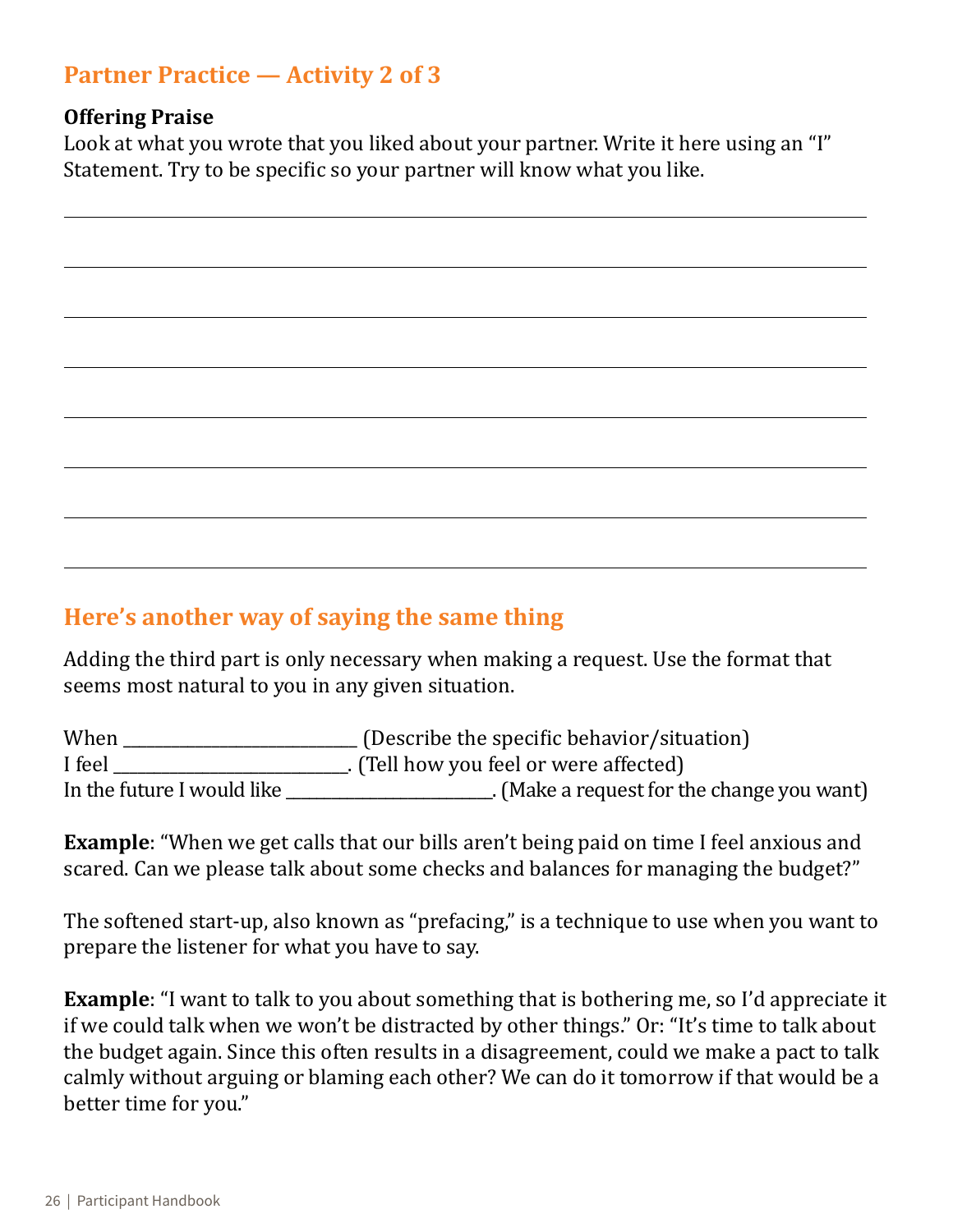## Partner Practice — Activity 2 of 3

**Offering Praise**
Look at what you wrote that you liked about your partner. Write it here using an "I" Statement. Try to be specific so your partner will know what you like.

______________________________________________________________________________

______________________________________________________________________________

______________________________________________________________________________

______________________________________________________________________________

______________________________________________________________________________

______________________________________________________________________________

______________________________________________________________________________

## Here's another way of saying the same thing

Adding the third part is only necessary when making a request. Use the format that seems most natural to you in any given situation.

When ___________________________ (Describe the specific behavior/situation)
I feel ___________________________. (Tell how you feel or were affected)
In the future I would like ________________________. (Make a request for the change you want)

**Example**: "When we get calls that our bills aren't being paid on time I feel anxious and scared. Can we please talk about some checks and balances for managing the budget?"

The softened start-up, also known as "prefacing," is a technique to use when you want to prepare the listener for what you have to say.

**Example**: "I want to talk to you about something that is bothering me, so I'd appreciate it if we could talk when we won't be distracted by other things." Or: "It's time to talk about the budget again. Since this often results in a disagreement, could we make a pact to talk calmly without arguing or blaming each other? We can do it tomorrow if that would be a better time for you."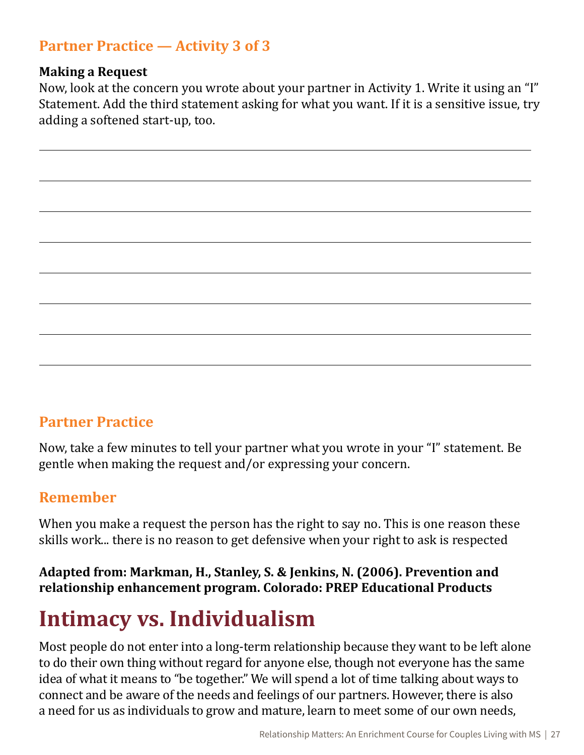### Partner Practice — Activity 3 of 3

**Making a Request**
Now, look at the concern you wrote about your partner in Activity 1. Write it using an "I" Statement. Add the third statement asking for what you want. If it is a sensitive issue, try adding a softened start-up, too.

___________________________________________________________________________

___________________________________________________________________________

___________________________________________________________________________

___________________________________________________________________________

___________________________________________________________________________

___________________________________________________________________________

___________________________________________________________________________

___________________________________________________________________________

### Partner Practice

Now, take a few minutes to tell your partner what you wrote in your "I" statement. Be gentle when making the request and/or expressing your concern.

### Remember

When you make a request the person has the right to say no. This is one reason these skills work... there is no reason to get defensive when your right to ask is respected

**Adapted from: Markman, H., Stanley, S. & Jenkins, N. (2006). Prevention and relationship enhancement program. Colorado: PREP Educational Products**

## Intimacy vs. Individualism

Most people do not enter into a long-term relationship because they want to be left alone to do their own thing without regard for anyone else, though not everyone has the same idea of what it means to "be together." We will spend a lot of time talking about ways to connect and be aware of the needs and feelings of our partners. However, there is also a need for us as individuals to grow and mature, learn to meet some of our own needs,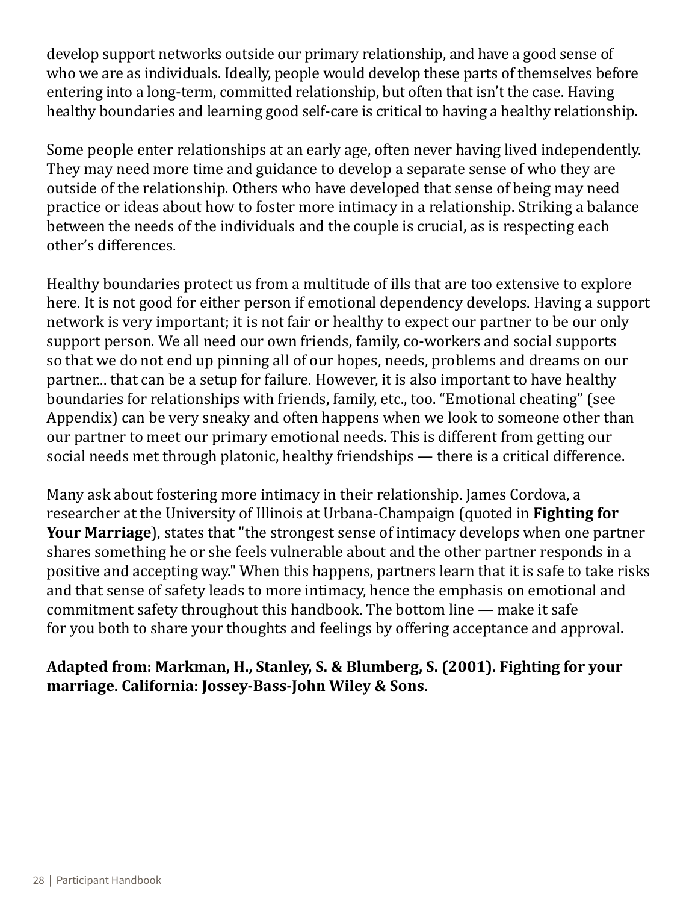develop support networks outside our primary relationship, and have a good sense of who we are as individuals. Ideally, people would develop these parts of themselves before entering into a long-term, committed relationship, but often that isn't the case. Having healthy boundaries and learning good self-care is critical to having a healthy relationship.

Some people enter relationships at an early age, often never having lived independently. They may need more time and guidance to develop a separate sense of who they are outside of the relationship. Others who have developed that sense of being may need practice or ideas about how to foster more intimacy in a relationship. Striking a balance between the needs of the individuals and the couple is crucial, as is respecting each other's differences.

Healthy boundaries protect us from a multitude of ills that are too extensive to explore here. It is not good for either person if emotional dependency develops. Having a support network is very important; it is not fair or healthy to expect our partner to be our only support person. We all need our own friends, family, co-workers and social supports so that we do not end up pinning all of our hopes, needs, problems and dreams on our partner... that can be a setup for failure. However, it is also important to have healthy boundaries for relationships with friends, family, etc., too. "Emotional cheating" (see Appendix) can be very sneaky and often happens when we look to someone other than our partner to meet our primary emotional needs. This is different from getting our social needs met through platonic, healthy friendships — there is a critical difference.

Many ask about fostering more intimacy in their relationship. James Cordova, a researcher at the University of Illinois at Urbana-Champaign (quoted in **Fighting for Your Marriage**), states that "the strongest sense of intimacy develops when one partner shares something he or she feels vulnerable about and the other partner responds in a positive and accepting way." When this happens, partners learn that it is safe to take risks and that sense of safety leads to more intimacy, hence the emphasis on emotional and commitment safety throughout this handbook. The bottom line — make it safe for you both to share your thoughts and feelings by offering acceptance and approval.

**Adapted from: Markman, H., Stanley, S. & Blumberg, S. (2001). Fighting for your marriage. California: Jossey-Bass-John Wiley & Sons.**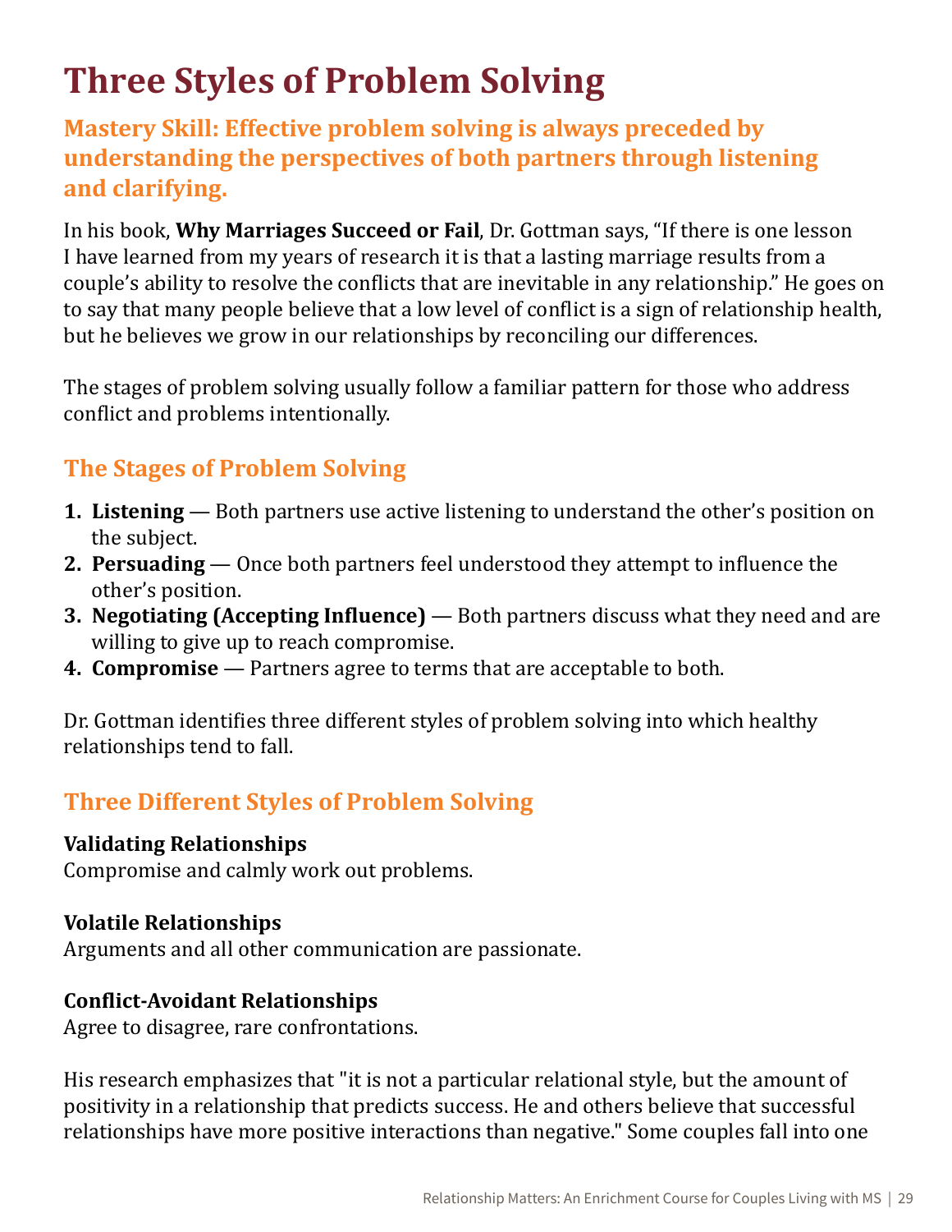# Three Styles of Problem Solving

## Mastery Skill: Effective problem solving is always preceded by understanding the perspectives of both partners through listening and clarifying.

In his book, **Why Marriages Succeed or Fail**, Dr. Gottman says, "If there is one lesson I have learned from my years of research it is that a lasting marriage results from a couple's ability to resolve the conflicts that are inevitable in any relationship." He goes on to say that many people believe that a low level of conflict is a sign of relationship health, but he believes we grow in our relationships by reconciling our differences.

The stages of problem solving usually follow a familiar pattern for those who address conflict and problems intentionally.

### The Stages of Problem Solving

1. **Listening** — Both partners use active listening to understand the other's position on the subject.
2. **Persuading** — Once both partners feel understood they attempt to influence the other's position.
3. **Negotiating (Accepting Influence)** — Both partners discuss what they need and are willing to give up to reach compromise.
4. **Compromise** — Partners agree to terms that are acceptable to both.

Dr. Gottman identifies three different styles of problem solving into which healthy relationships tend to fall.

### Three Different Styles of Problem Solving

**Validating Relationships**
Compromise and calmly work out problems.

**Volatile Relationships**
Arguments and all other communication are passionate.

**Conflict-Avoidant Relationships**
Agree to disagree, rare confrontations.

His research emphasizes that "it is not a particular relational style, but the amount of positivity in a relationship that predicts success. He and others believe that successful relationships have more positive interactions than negative." Some couples fall into one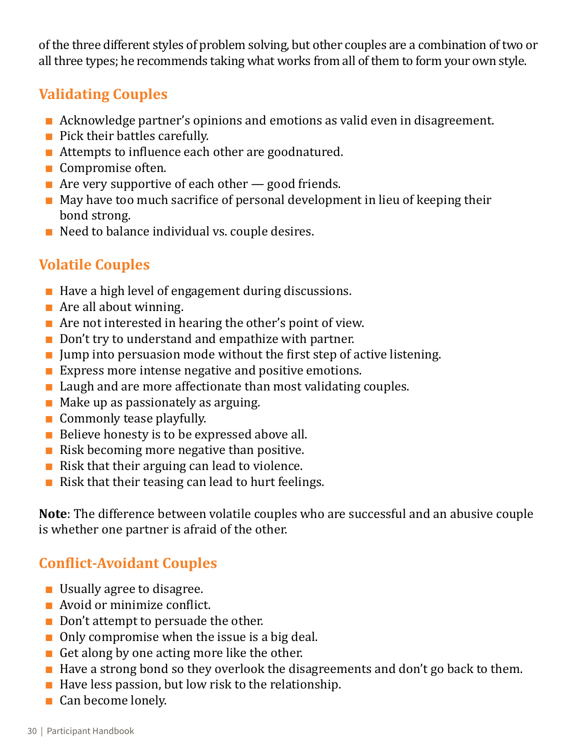of the three different styles of problem solving, but other couples are a combination of two or all three types; he recommends taking what works from all of them to form your own style.

## Validating Couples

- Acknowledge partner's opinions and emotions as valid even in disagreement.
- Pick their battles carefully.
- Attempts to influence each other are goodnatured.
- Compromise often.
- Are very supportive of each other — good friends.
- May have too much sacrifice of personal development in lieu of keeping their bond strong.
- Need to balance individual vs. couple desires.

## Volatile Couples

- Have a high level of engagement during discussions.
- Are all about winning.
- Are not interested in hearing the other's point of view.
- Don't try to understand and empathize with partner.
- Jump into persuasion mode without the first step of active listening.
- Express more intense negative and positive emotions.
- Laugh and are more affectionate than most validating couples.
- Make up as passionately as arguing.
- Commonly tease playfully.
- Believe honesty is to be expressed above all.
- Risk becoming more negative than positive.
- Risk that their arguing can lead to violence.
- Risk that their teasing can lead to hurt feelings.

**Note**: The difference between volatile couples who are successful and an abusive couple is whether one partner is afraid of the other.

## Conflict-Avoidant Couples

- Usually agree to disagree.
- Avoid or minimize conflict.
- Don't attempt to persuade the other.
- Only compromise when the issue is a big deal.
- Get along by one acting more like the other.
- Have a strong bond so they overlook the disagreements and don't go back to them.
- Have less passion, but low risk to the relationship.
- Can become lonely.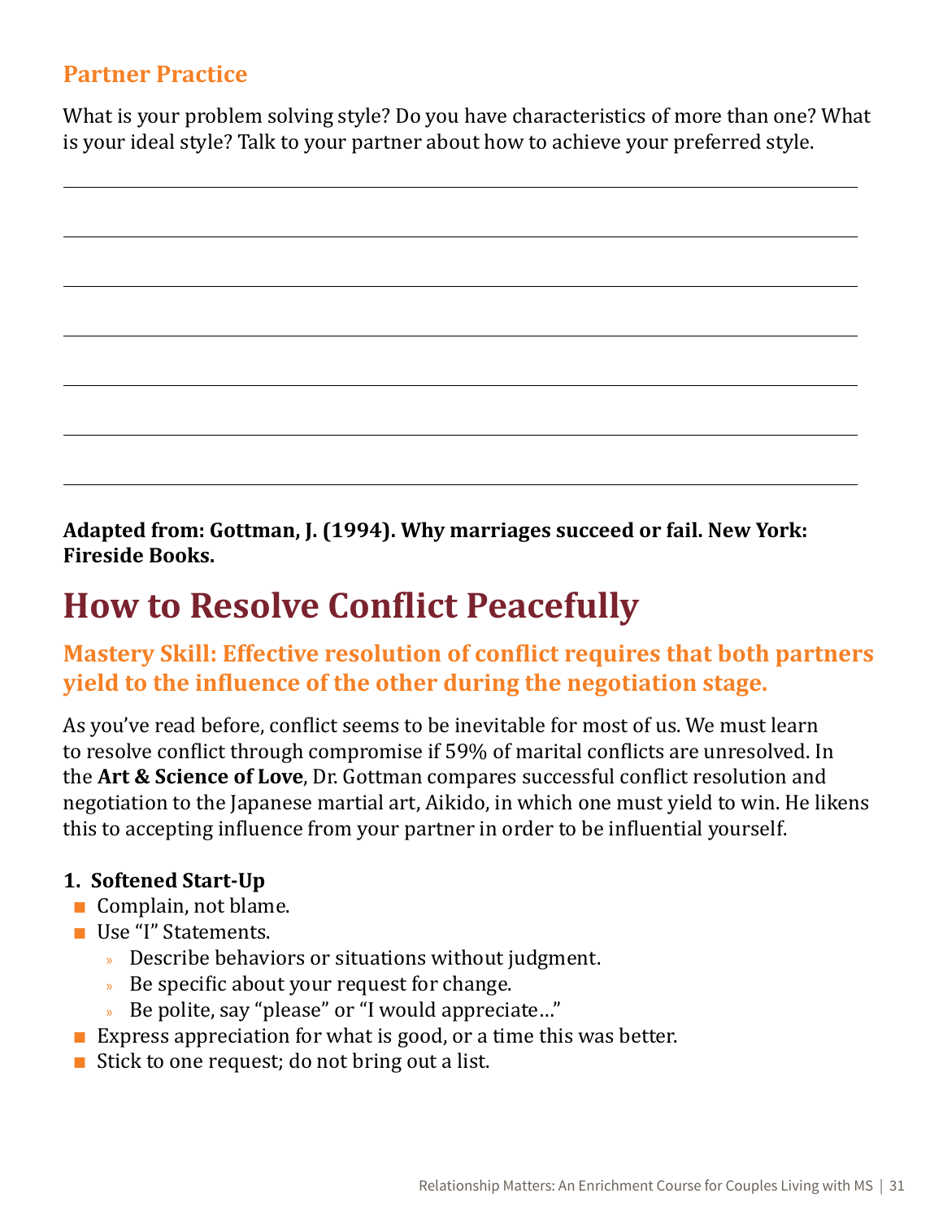### Partner Practice

What is your problem solving style? Do you have characteristics of more than one? What is your ideal style? Talk to your partner about how to achieve your preferred style.

**Adapted from: Gottman, J. (1994). Why marriages succeed or fail. New York: Fireside Books.**

# How to Resolve Conflict Peacefully

### Mastery Skill: Effective resolution of conflict requires that both partners yield to the influence of the other during the negotiation stage.

As you've read before, conflict seems to be inevitable for most of us. We must learn to resolve conflict through compromise if 59% of marital conflicts are unresolved. In the **Art & Science of Love**, Dr. Gottman compares successful conflict resolution and negotiation to the Japanese martial art, Aikido, in which one must yield to win. He likens this to accepting influence from your partner in order to be influential yourself.

1. **Softened Start-Up**
   - Complain, not blame.
   - Use "I" Statements.
     - Describe behaviors or situations without judgment.
     - Be specific about your request for change.
     - Be polite, say "please" or "I would appreciate…"
   - Express appreciation for what is good, or a time this was better.
   - Stick to one request; do not bring out a list.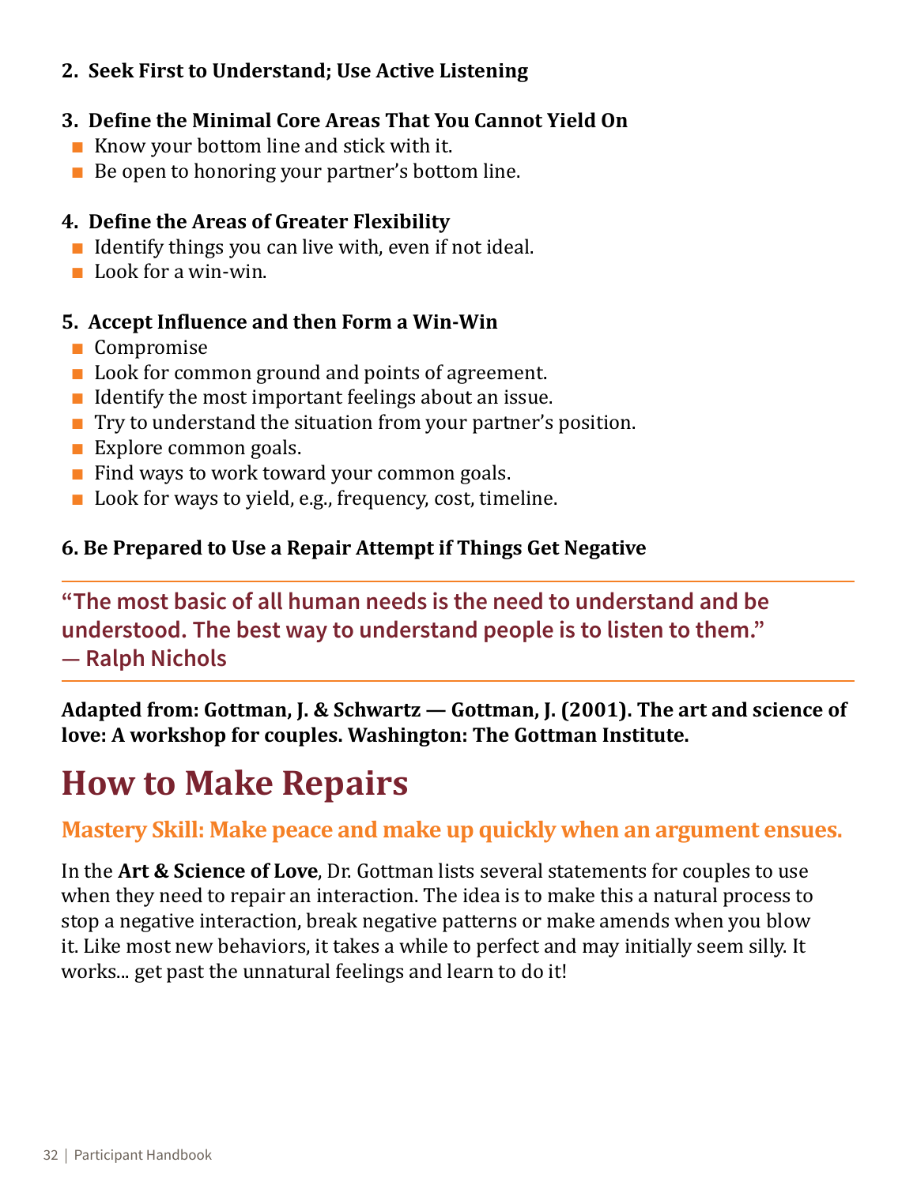**2. Seek First to Understand; Use Active Listening**

**3. Define the Minimal Core Areas That You Cannot Yield On**

- Know your bottom line and stick with it.
- Be open to honoring your partner's bottom line.

**4. Define the Areas of Greater Flexibility**

- Identify things you can live with, even if not ideal.
- Look for a win-win.

**5. Accept Influence and then Form a Win-Win**

- Compromise
- Look for common ground and points of agreement.
- Identify the most important feelings about an issue.
- Try to understand the situation from your partner's position.
- Explore common goals.
- Find ways to work toward your common goals.
- Look for ways to yield, e.g., frequency, cost, timeline.

**6. Be Prepared to Use a Repair Attempt if Things Get Negative**

---

**"The most basic of all human needs is the need to understand and be understood. The best way to understand people is to listen to them."**
**— Ralph Nichols**

---

**Adapted from: Gottman, J. & Schwartz — Gottman, J. (2001). The art and science of love: A workshop for couples. Washington: The Gottman Institute.**

# How to Make Repairs

### Mastery Skill: Make peace and make up quickly when an argument ensues.

In the **Art & Science of Love**, Dr. Gottman lists several statements for couples to use when they need to repair an interaction. The idea is to make this a natural process to stop a negative interaction, break negative patterns or make amends when you blow it. Like most new behaviors, it takes a while to perfect and may initially seem silly. It works... get past the unnatural feelings and learn to do it!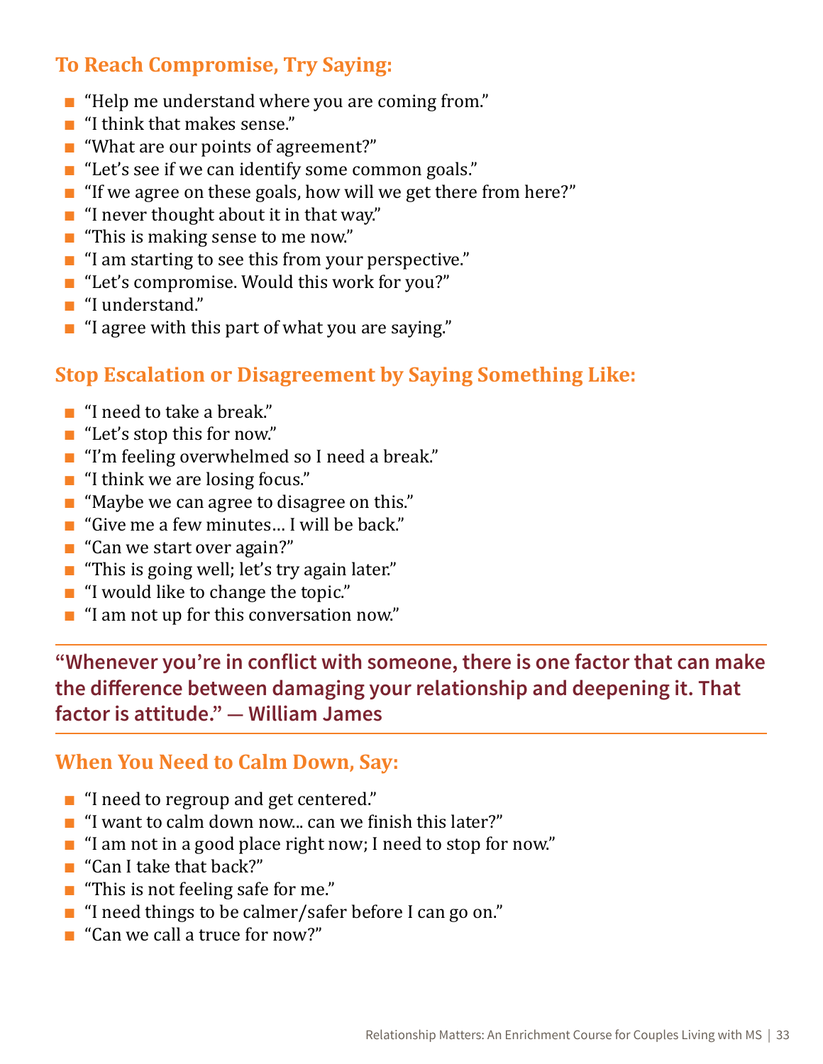## To Reach Compromise, Try Saying:

- “Help me understand where you are coming from.”
- “I think that makes sense.”
- “What are our points of agreement?”
- “Let’s see if we can identify some common goals.”
- “If we agree on these goals, how will we get there from here?”
- “I never thought about it in that way.”
- “This is making sense to me now.”
- “I am starting to see this from your perspective.”
- “Let’s compromise. Would this work for you?”
- “I understand.”
- “I agree with this part of what you are saying.”

## Stop Escalation or Disagreement by Saying Something Like:

- “I need to take a break.”
- “Let’s stop this for now.”
- “I’m feeling overwhelmed so I need a break.”
- “I think we are losing focus.”
- “Maybe we can agree to disagree on this.”
- “Give me a few minutes… I will be back.”
- “Can we start over again?”
- “This is going well; let’s try again later.”
- “I would like to change the topic.”
- “I am not up for this conversation now.”

---

**“Whenever you’re in conflict with someone, there is one factor that can make the difference between damaging your relationship and deepening it. That factor is attitude.” — William James**

---

## When You Need to Calm Down, Say:

- “I need to regroup and get centered.”
- “I want to calm down now... can we finish this later?”
- “I am not in a good place right now; I need to stop for now.”
- “Can I take that back?”
- “This is not feeling safe for me.”
- “I need things to be calmer/safer before I can go on.”
- “Can we call a truce for now?”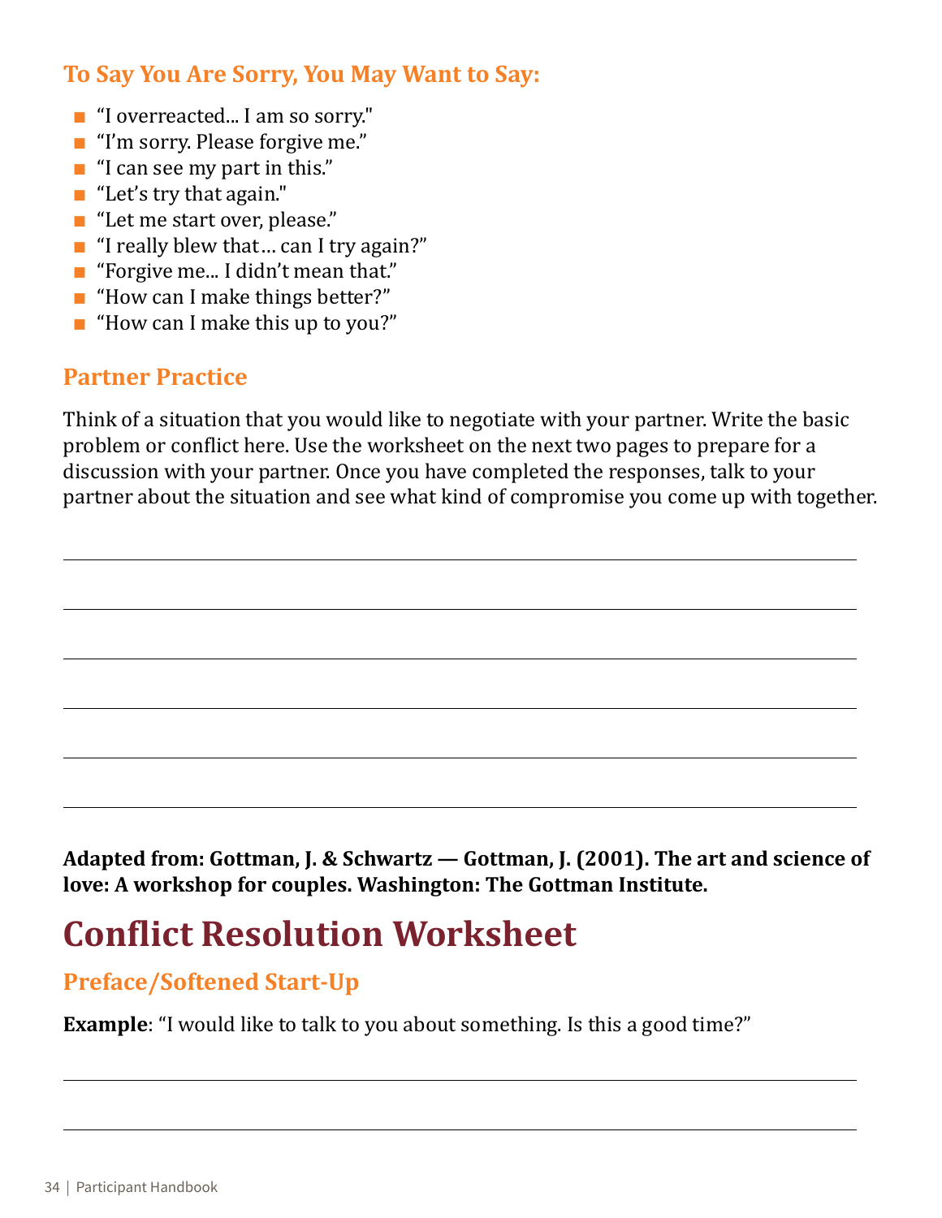### To Say You Are Sorry, You May Want to Say:

- "I overreacted... I am so sorry."
- "I'm sorry. Please forgive me."
- "I can see my part in this."
- "Let's try that again."
- "Let me start over, please."
- "I really blew that… can I try again?"
- "Forgive me... I didn't mean that."
- "How can I make things better?"
- "How can I make this up to you?"

### Partner Practice

Think of a situation that you would like to negotiate with your partner. Write the basic problem or conflict here. Use the worksheet on the next two pages to prepare for a discussion with your partner. Once you have completed the responses, talk to your partner about the situation and see what kind of compromise you come up with together.

______________________________________________________________________

______________________________________________________________________

______________________________________________________________________

______________________________________________________________________

______________________________________________________________________

______________________________________________________________________

**Adapted from: Gottman, J. & Schwartz — Gottman, J. (2001). The art and science of love: A workshop for couples. Washington: The Gottman Institute.**

# Conflict Resolution Worksheet

### Preface/Softened Start-Up

**Example**: "I would like to talk to you about something. Is this a good time?"

______________________________________________________________________

______________________________________________________________________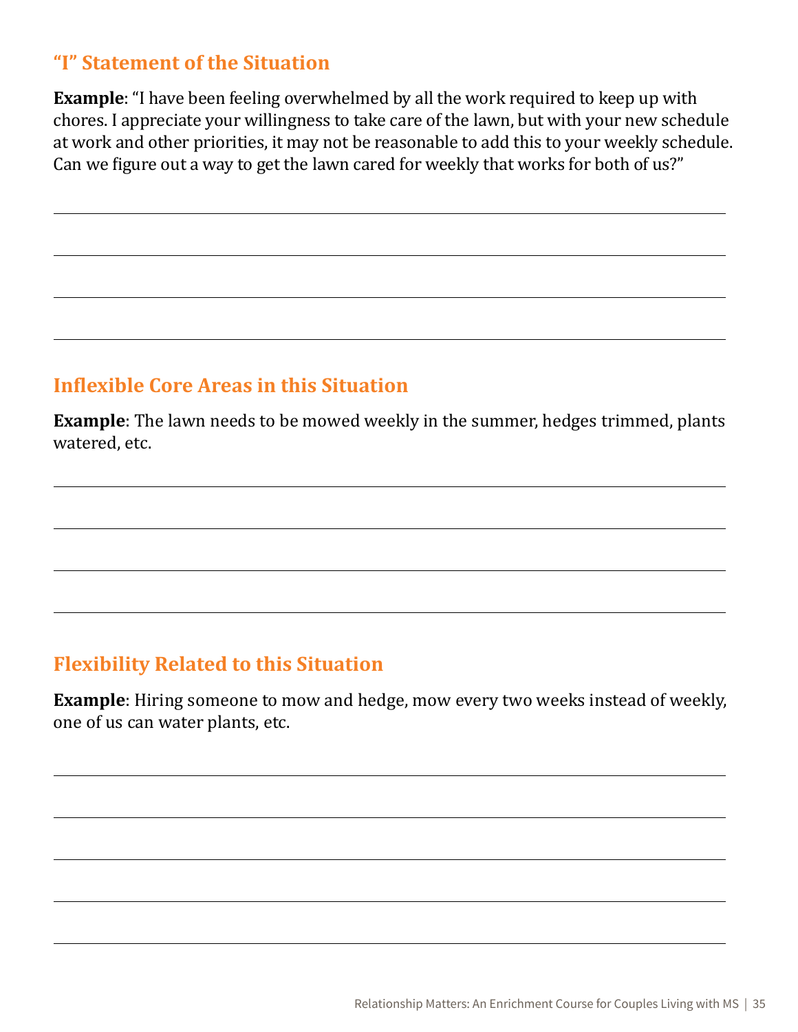## "I" Statement of the Situation

**Example**: "I have been feeling overwhelmed by all the work required to keep up with chores. I appreciate your willingness to take care of the lawn, but with your new schedule at work and other priorities, it may not be reasonable to add this to your weekly schedule. Can we figure out a way to get the lawn cared for weekly that works for both of us?"

______________________________________________

______________________________________________

______________________________________________

______________________________________________

## Inflexible Core Areas in this Situation

**Example**: The lawn needs to be mowed weekly in the summer, hedges trimmed, plants watered, etc.

______________________________________________

______________________________________________

______________________________________________

______________________________________________

## Flexibility Related to this Situation

**Example**: Hiring someone to mow and hedge, mow every two weeks instead of weekly, one of us can water plants, etc.

______________________________________________

______________________________________________

______________________________________________

______________________________________________

______________________________________________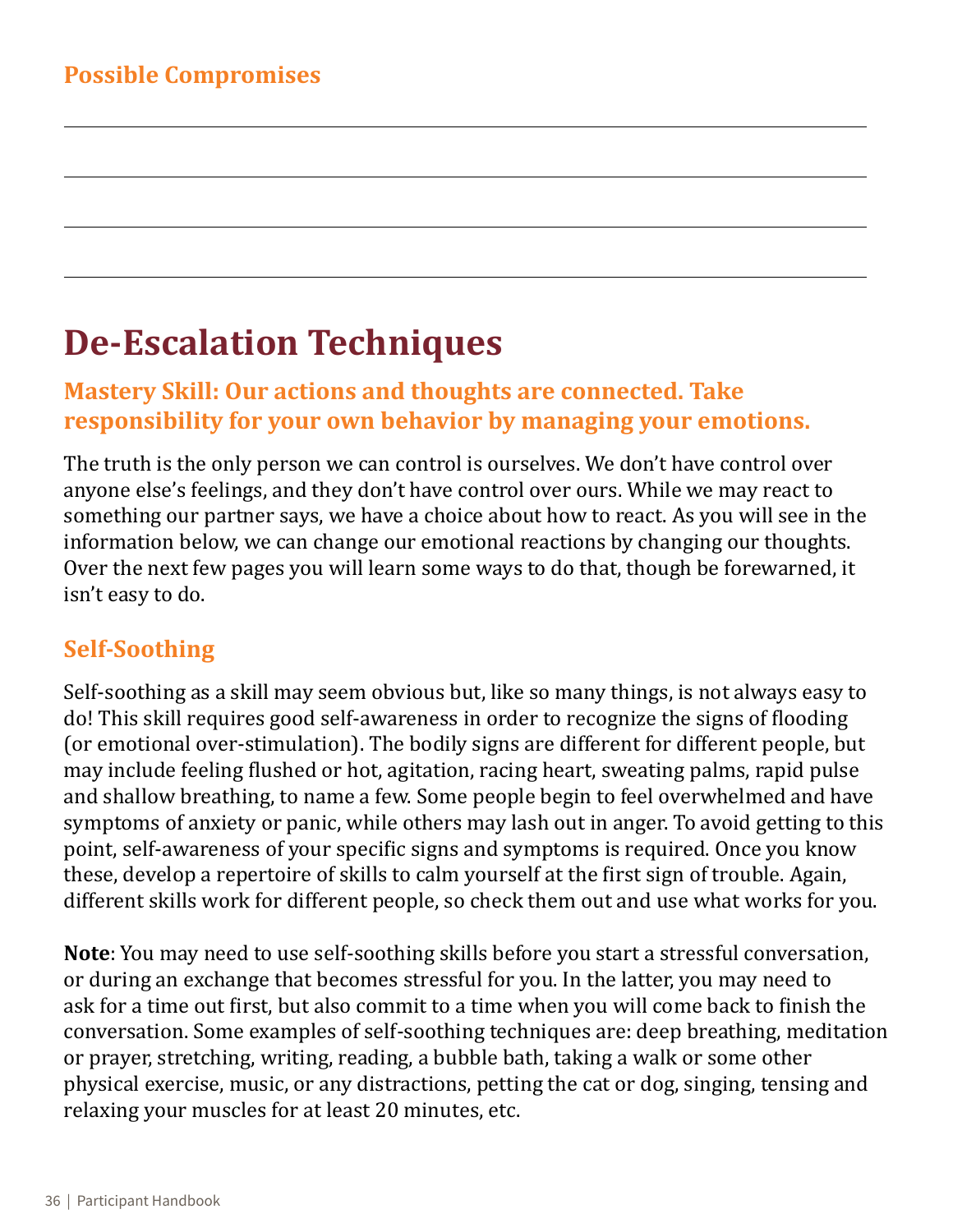### Possible Compromises

______________________________________________________________________

______________________________________________________________________

______________________________________________________________________

______________________________________________________________________

# De-Escalation Techniques

### Mastery Skill: Our actions and thoughts are connected. Take responsibility for your own behavior by managing your emotions.

The truth is the only person we can control is ourselves. We don't have control over anyone else's feelings, and they don't have control over ours. While we may react to something our partner says, we have a choice about how to react. As you will see in the information below, we can change our emotional reactions by changing our thoughts. Over the next few pages you will learn some ways to do that, though be forewarned, it isn't easy to do.

### Self-Soothing

Self-soothing as a skill may seem obvious but, like so many things, is not always easy to do! This skill requires good self-awareness in order to recognize the signs of flooding (or emotional over-stimulation). The bodily signs are different for different people, but may include feeling flushed or hot, agitation, racing heart, sweating palms, rapid pulse and shallow breathing, to name a few. Some people begin to feel overwhelmed and have symptoms of anxiety or panic, while others may lash out in anger. To avoid getting to this point, self-awareness of your specific signs and symptoms is required. Once you know these, develop a repertoire of skills to calm yourself at the first sign of trouble. Again, different skills work for different people, so check them out and use what works for you.

**Note**: You may need to use self-soothing skills before you start a stressful conversation, or during an exchange that becomes stressful for you. In the latter, you may need to ask for a time out first, but also commit to a time when you will come back to finish the conversation. Some examples of self-soothing techniques are: deep breathing, meditation or prayer, stretching, writing, reading, a bubble bath, taking a walk or some other physical exercise, music, or any distractions, petting the cat or dog, singing, tensing and relaxing your muscles for at least 20 minutes, etc.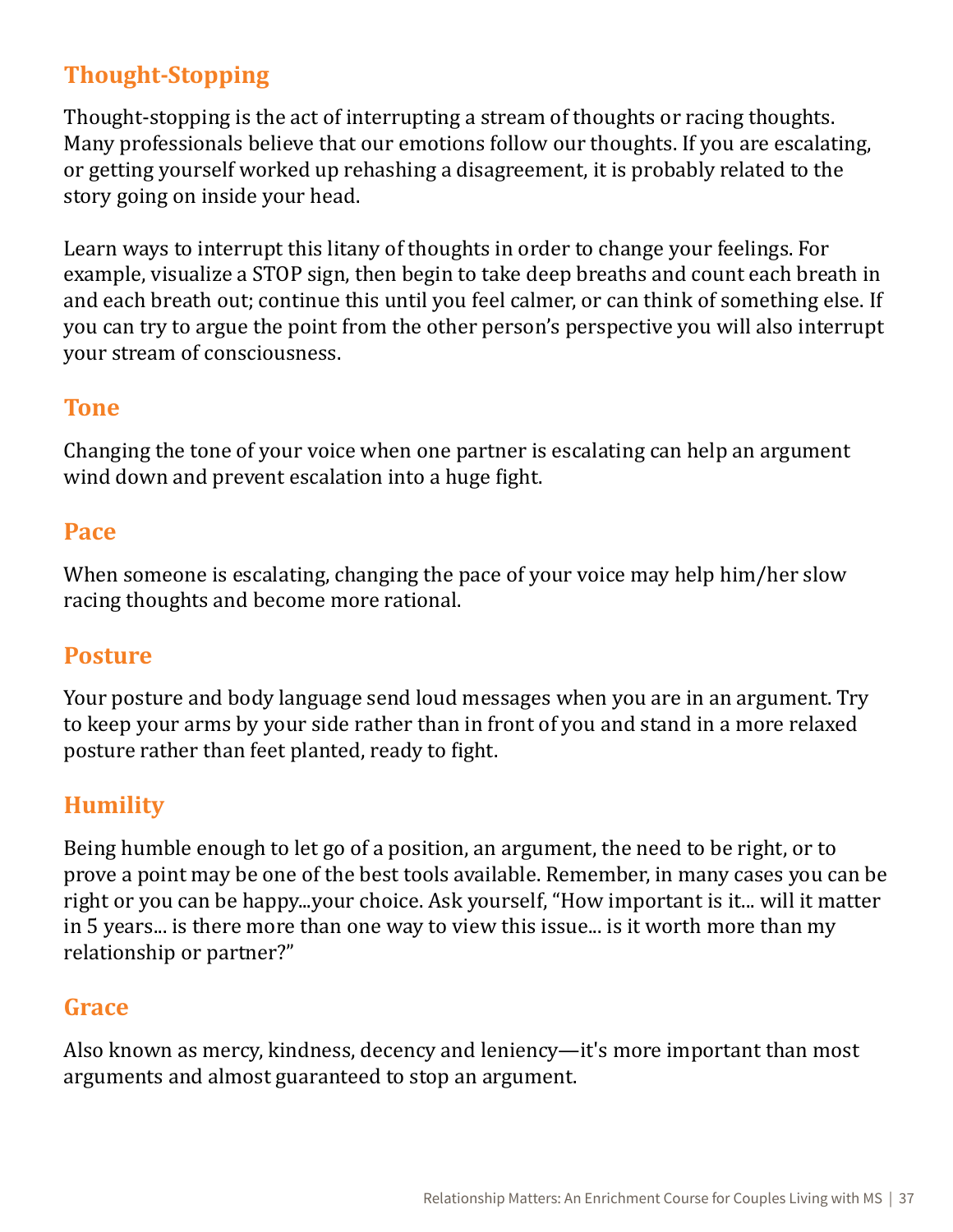## Thought-Stopping

Thought-stopping is the act of interrupting a stream of thoughts or racing thoughts. Many professionals believe that our emotions follow our thoughts. If you are escalating, or getting yourself worked up rehashing a disagreement, it is probably related to the story going on inside your head.

Learn ways to interrupt this litany of thoughts in order to change your feelings. For example, visualize a STOP sign, then begin to take deep breaths and count each breath in and each breath out; continue this until you feel calmer, or can think of something else. If you can try to argue the point from the other person's perspective you will also interrupt your stream of consciousness.

## Tone

Changing the tone of your voice when one partner is escalating can help an argument wind down and prevent escalation into a huge fight.

## Pace

When someone is escalating, changing the pace of your voice may help him/her slow racing thoughts and become more rational.

## Posture

Your posture and body language send loud messages when you are in an argument. Try to keep your arms by your side rather than in front of you and stand in a more relaxed posture rather than feet planted, ready to fight.

## Humility

Being humble enough to let go of a position, an argument, the need to be right, or to prove a point may be one of the best tools available. Remember, in many cases you can be right or you can be happy...your choice. Ask yourself, "How important is it... will it matter in 5 years... is there more than one way to view this issue... is it worth more than my relationship or partner?"

## Grace

Also known as mercy, kindness, decency and leniency—it's more important than most arguments and almost guaranteed to stop an argument.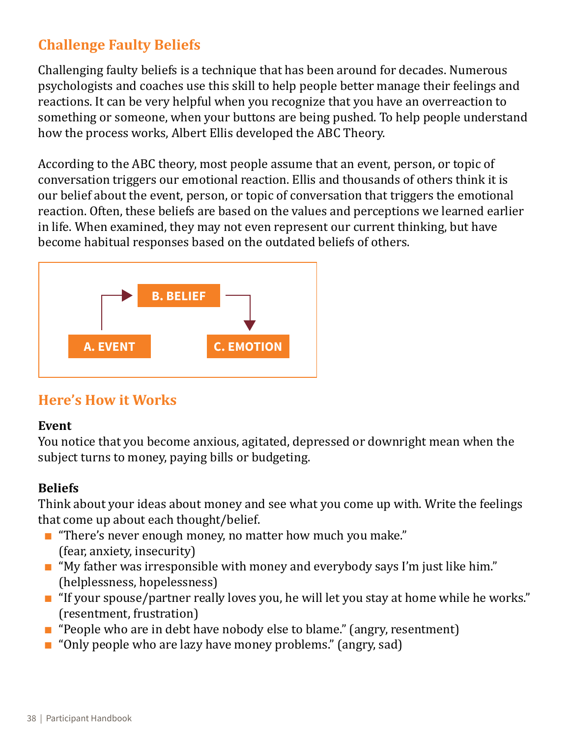## Challenge Faulty Beliefs

Challenging faulty beliefs is a technique that has been around for decades. Numerous psychologists and coaches use this skill to help people better manage their feelings and reactions. It can be very helpful when you recognize that you have an overreaction to something or someone, when your buttons are being pushed. To help people understand how the process works, Albert Ellis developed the ABC Theory.

According to the ABC theory, most people assume that an event, person, or topic of conversation triggers our emotional reaction. Ellis and thousands of others think it is our belief about the event, person, or topic of conversation that triggers the emotional reaction. Often, these beliefs are based on the values and perceptions we learned earlier in life. When examined, they may not even represent our current thinking, but have become habitual responses based on the outdated beliefs of others.

A. EVENT → B. BELIEF → C. EMOTION

## Here's How it Works

**Event**
You notice that you become anxious, agitated, depressed or downright mean when the subject turns to money, paying bills or budgeting.

**Beliefs**
Think about your ideas about money and see what you come up with. Write the feelings that come up about each thought/belief.

- "There's never enough money, no matter how much you make." (fear, anxiety, insecurity)
- "My father was irresponsible with money and everybody says I'm just like him." (helplessness, hopelessness)
- "If your spouse/partner really loves you, he will let you stay at home while he works." (resentment, frustration)
- "People who are in debt have nobody else to blame." (angry, resentment)
- "Only people who are lazy have money problems." (angry, sad)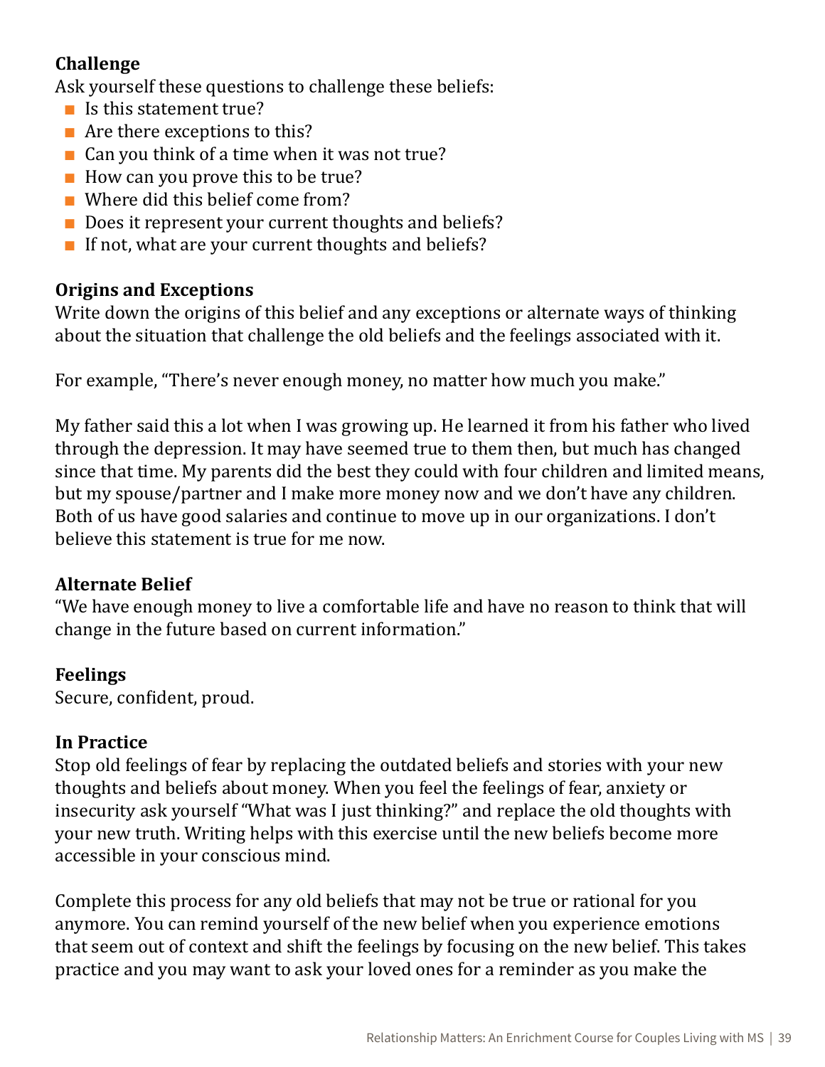**Challenge**

Ask yourself these questions to challenge these beliefs:

- Is this statement true?
- Are there exceptions to this?
- Can you think of a time when it was not true?
- How can you prove this to be true?
- Where did this belief come from?
- Does it represent your current thoughts and beliefs?
- If not, what are your current thoughts and beliefs?

**Origins and Exceptions**

Write down the origins of this belief and any exceptions or alternate ways of thinking about the situation that challenge the old beliefs and the feelings associated with it.

For example, "There's never enough money, no matter how much you make."

My father said this a lot when I was growing up. He learned it from his father who lived through the depression. It may have seemed true to them then, but much has changed since that time. My parents did the best they could with four children and limited means, but my spouse/partner and I make more money now and we don't have any children. Both of us have good salaries and continue to move up in our organizations. I don't believe this statement is true for me now.

**Alternate Belief**

"We have enough money to live a comfortable life and have no reason to think that will change in the future based on current information."

**Feelings**

Secure, confident, proud.

**In Practice**

Stop old feelings of fear by replacing the outdated beliefs and stories with your new thoughts and beliefs about money. When you feel the feelings of fear, anxiety or insecurity ask yourself "What was I just thinking?" and replace the old thoughts with your new truth. Writing helps with this exercise until the new beliefs become more accessible in your conscious mind.

Complete this process for any old beliefs that may not be true or rational for you anymore. You can remind yourself of the new belief when you experience emotions that seem out of context and shift the feelings by focusing on the new belief. This takes practice and you may want to ask your loved ones for a reminder as you make the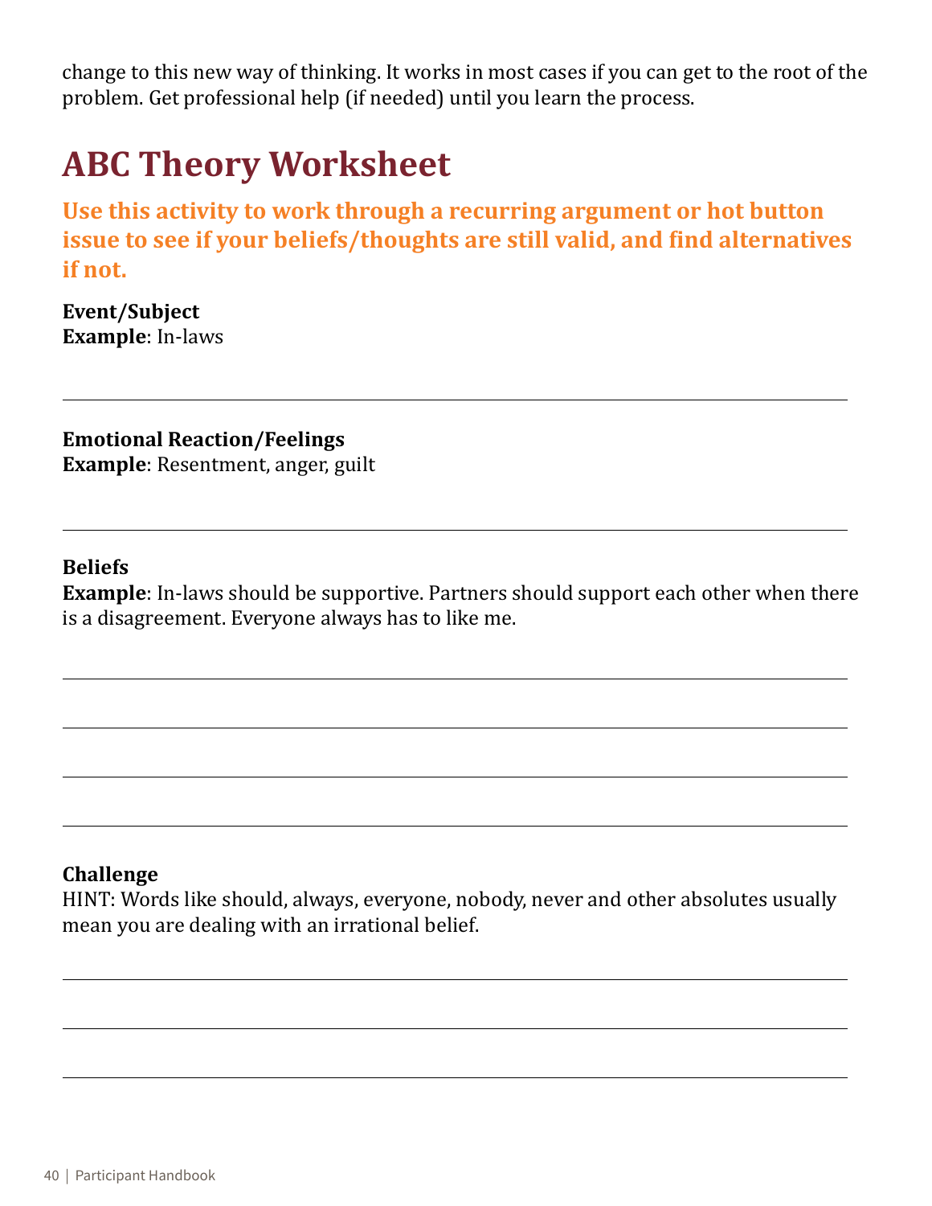change to this new way of thinking. It works in most cases if you can get to the root of the problem. Get professional help (if needed) until you learn the process.

## ABC Theory Worksheet

**Use this activity to work through a recurring argument or hot button issue to see if your beliefs/thoughts are still valid, and find alternatives if not.**

**Event/Subject**
**Example**: In-laws

______________________________________________________________________

**Emotional Reaction/Feelings**
**Example**: Resentment, anger, guilt

______________________________________________________________________

**Beliefs**
**Example**: In-laws should be supportive. Partners should support each other when there is a disagreement. Everyone always has to like me.

______________________________________________________________________

______________________________________________________________________

______________________________________________________________________

______________________________________________________________________

**Challenge**
HINT: Words like should, always, everyone, nobody, never and other absolutes usually mean you are dealing with an irrational belief.

______________________________________________________________________

______________________________________________________________________

______________________________________________________________________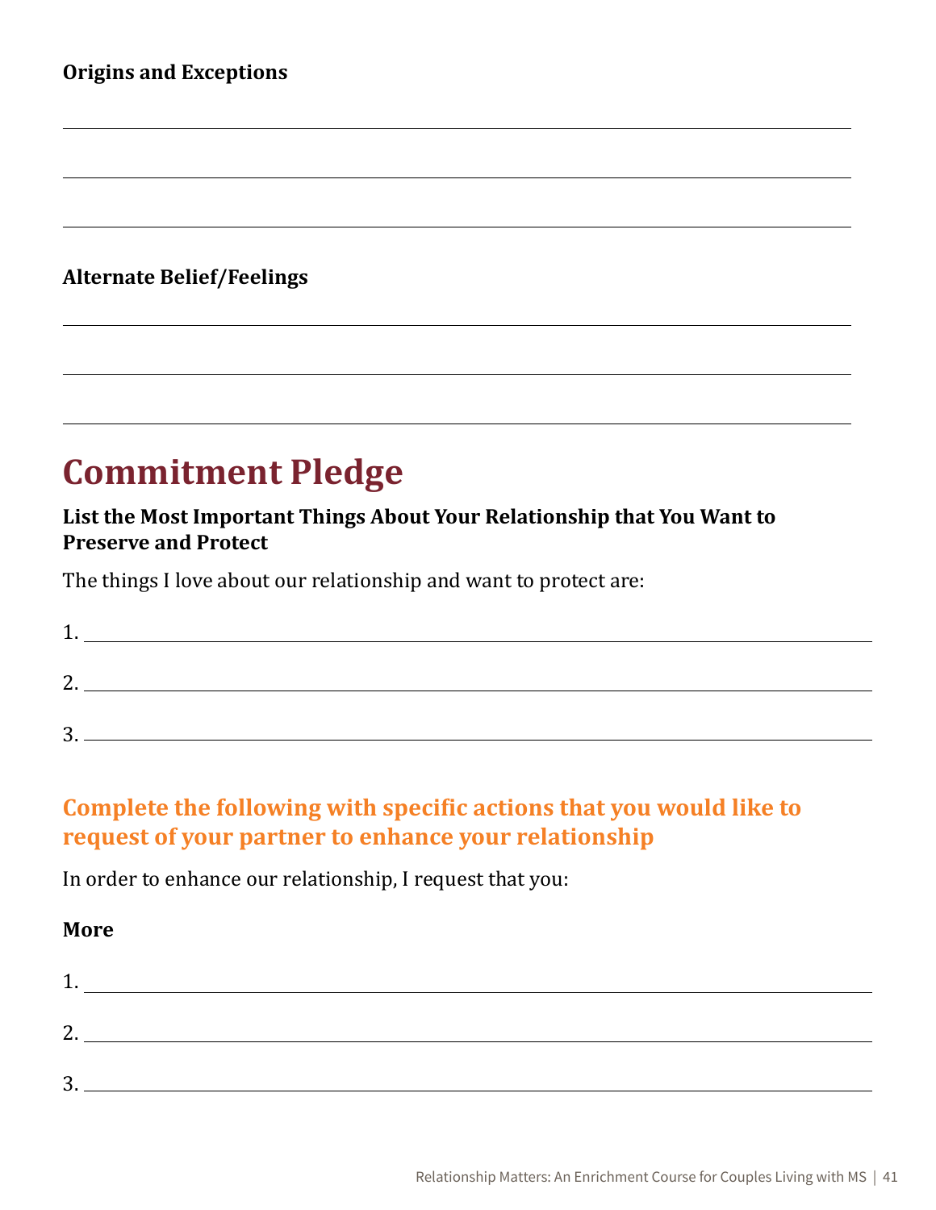**Origins and Exceptions**

___

___

___

**Alternate Belief/Feelings**

___

___

___

# Commitment Pledge

**List the Most Important Things About Your Relationship that You Want to Preserve and Protect**

The things I love about our relationship and want to protect are:

1. ___
2. ___
3. ___

## Complete the following with specific actions that you would like to request of your partner to enhance your relationship

In order to enhance our relationship, I request that you:

**More**

1. ___
2. ___
3. ___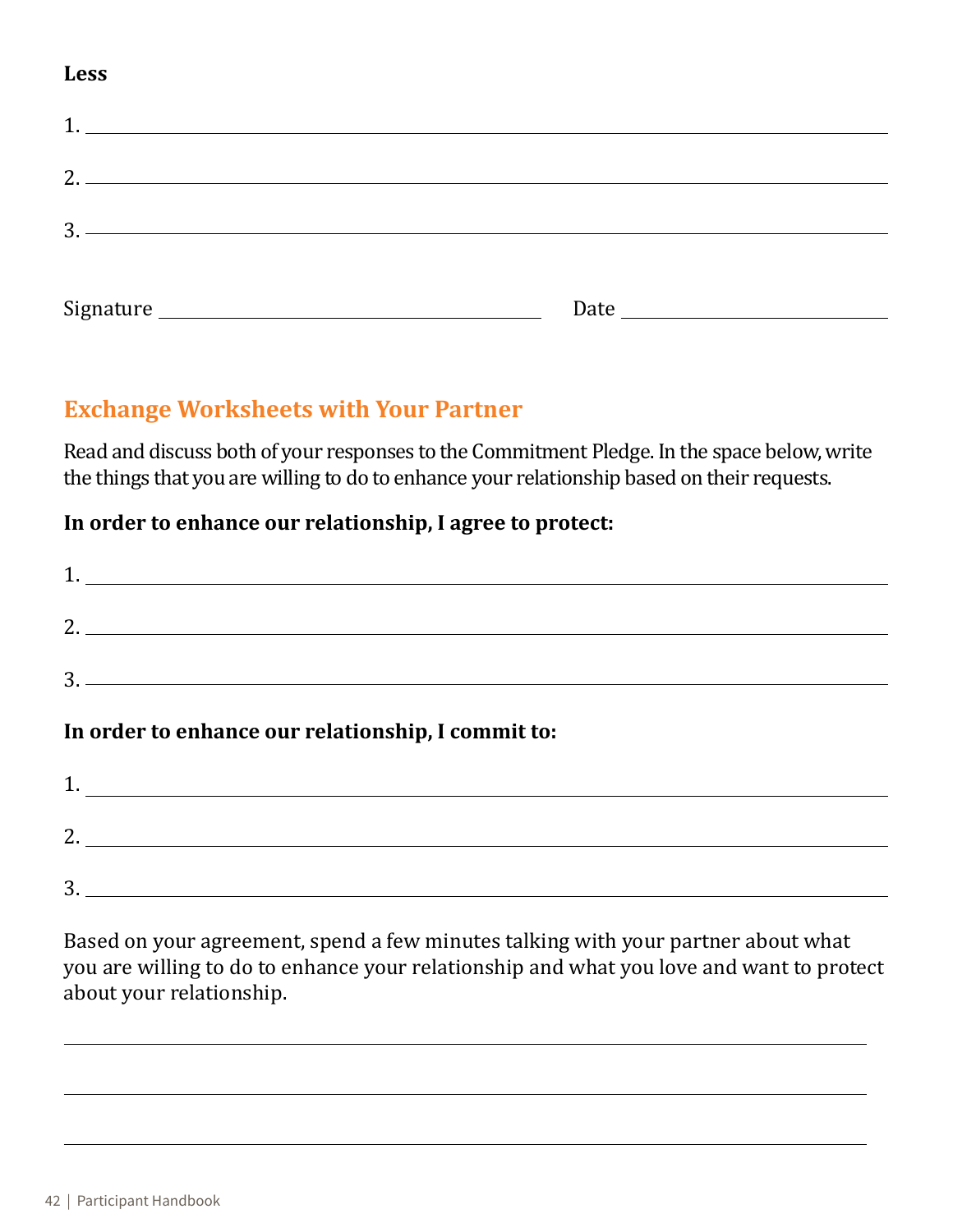**Less**

1. ____________________________________________

2. ____________________________________________

3. ____________________________________________

Signature ______________________ Date ______________

## Exchange Worksheets with Your Partner

Read and discuss both of your responses to the Commitment Pledge. In the space below, write the things that you are willing to do to enhance your relationship based on their requests.

**In order to enhance our relationship, I agree to protect:**

1. ____________________________________________

2. ____________________________________________

3. ____________________________________________

**In order to enhance our relationship, I commit to:**

1. ____________________________________________

2. ____________________________________________

3. ____________________________________________

Based on your agreement, spend a few minutes talking with your partner about what you are willing to do to enhance your relationship and what you love and want to protect about your relationship.

______________________________________________

______________________________________________

______________________________________________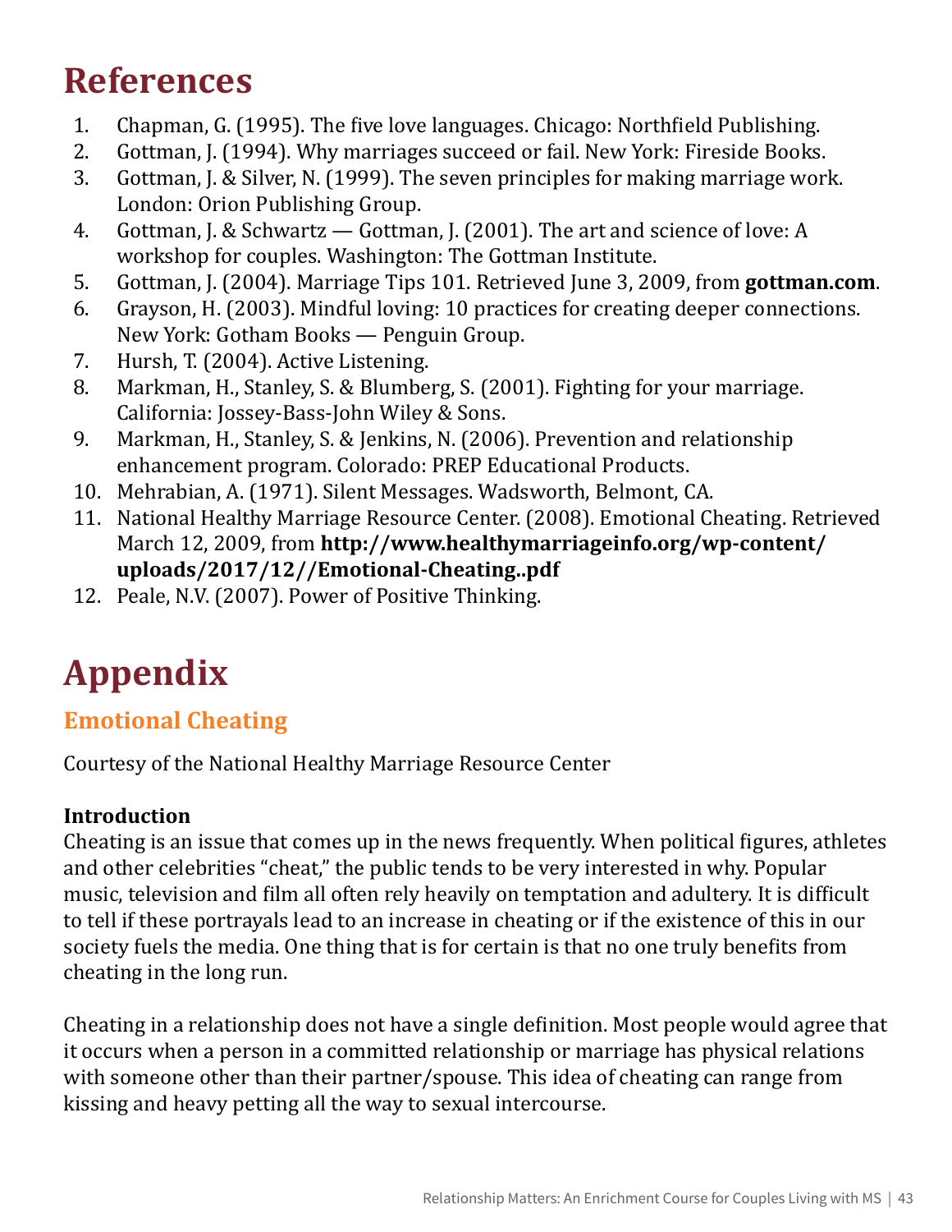# References

1. Chapman, G. (1995). The five love languages. Chicago: Northfield Publishing.
2. Gottman, J. (1994). Why marriages succeed or fail. New York: Fireside Books.
3. Gottman, J. & Silver, N. (1999). The seven principles for making marriage work. London: Orion Publishing Group.
4. Gottman, J. & Schwartz — Gottman, J. (2001). The art and science of love: A workshop for couples. Washington: The Gottman Institute.
5. Gottman, J. (2004). Marriage Tips 101. Retrieved June 3, 2009, from **gottman.com**.
6. Grayson, H. (2003). Mindful loving: 10 practices for creating deeper connections. New York: Gotham Books — Penguin Group.
7. Hursh, T. (2004). Active Listening.
8. Markman, H., Stanley, S. & Blumberg, S. (2001). Fighting for your marriage. California: Jossey-Bass-John Wiley & Sons.
9. Markman, H., Stanley, S. & Jenkins, N. (2006). Prevention and relationship enhancement program. Colorado: PREP Educational Products.
10. Mehrabian, A. (1971). Silent Messages. Wadsworth, Belmont, CA.
11. National Healthy Marriage Resource Center. (2008). Emotional Cheating. Retrieved March 12, 2009, from **http://www.healthymarriageinfo.org/wp-content/uploads/2017/12//Emotional-Cheating..pdf**
12. Peale, N.V. (2007). Power of Positive Thinking.

# Appendix

## Emotional Cheating

Courtesy of the National Healthy Marriage Resource Center

**Introduction**

Cheating is an issue that comes up in the news frequently. When political figures, athletes and other celebrities "cheat," the public tends to be very interested in why. Popular music, television and film all often rely heavily on temptation and adultery. It is difficult to tell if these portrayals lead to an increase in cheating or if the existence of this in our society fuels the media. One thing that is for certain is that no one truly benefits from cheating in the long run.

Cheating in a relationship does not have a single definition. Most people would agree that it occurs when a person in a committed relationship or marriage has physical relations with someone other than their partner/spouse. This idea of cheating can range from kissing and heavy petting all the way to sexual intercourse.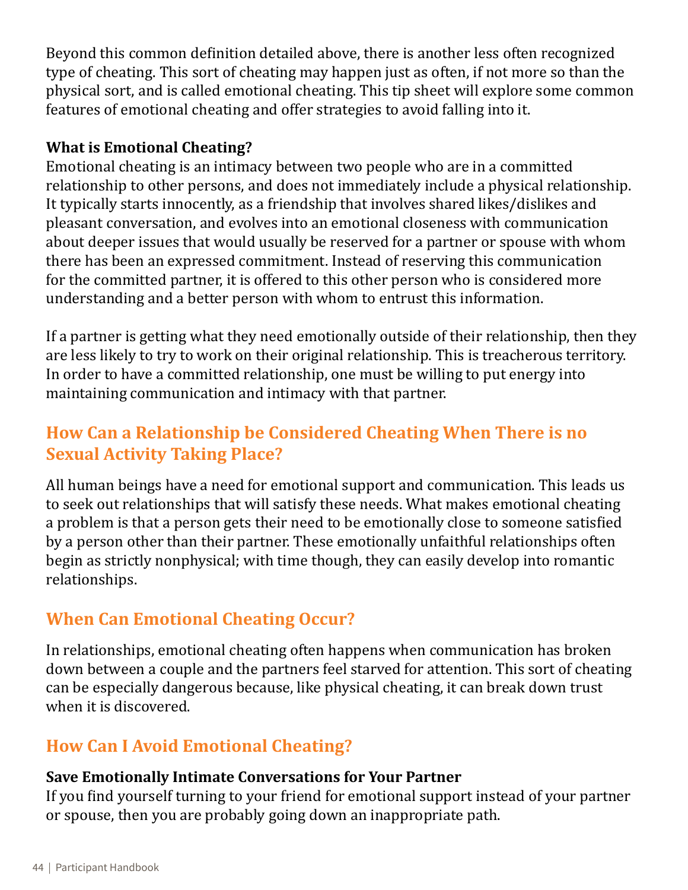Beyond this common definition detailed above, there is another less often recognized type of cheating. This sort of cheating may happen just as often, if not more so than the physical sort, and is called emotional cheating. This tip sheet will explore some common features of emotional cheating and offer strategies to avoid falling into it.

**What is Emotional Cheating?**
Emotional cheating is an intimacy between two people who are in a committed relationship to other persons, and does not immediately include a physical relationship. It typically starts innocently, as a friendship that involves shared likes/dislikes and pleasant conversation, and evolves into an emotional closeness with communication about deeper issues that would usually be reserved for a partner or spouse with whom there has been an expressed commitment. Instead of reserving this communication for the committed partner, it is offered to this other person who is considered more understanding and a better person with whom to entrust this information.

If a partner is getting what they need emotionally outside of their relationship, then they are less likely to try to work on their original relationship. This is treacherous territory. In order to have a committed relationship, one must be willing to put energy into maintaining communication and intimacy with that partner.

## How Can a Relationship be Considered Cheating When There is no Sexual Activity Taking Place?

All human beings have a need for emotional support and communication. This leads us to seek out relationships that will satisfy these needs. What makes emotional cheating a problem is that a person gets their need to be emotionally close to someone satisfied by a person other than their partner. These emotionally unfaithful relationships often begin as strictly nonphysical; with time though, they can easily develop into romantic relationships.

## When Can Emotional Cheating Occur?

In relationships, emotional cheating often happens when communication has broken down between a couple and the partners feel starved for attention. This sort of cheating can be especially dangerous because, like physical cheating, it can break down trust when it is discovered.

## How Can I Avoid Emotional Cheating?

**Save Emotionally Intimate Conversations for Your Partner**
If you find yourself turning to your friend for emotional support instead of your partner or spouse, then you are probably going down an inappropriate path.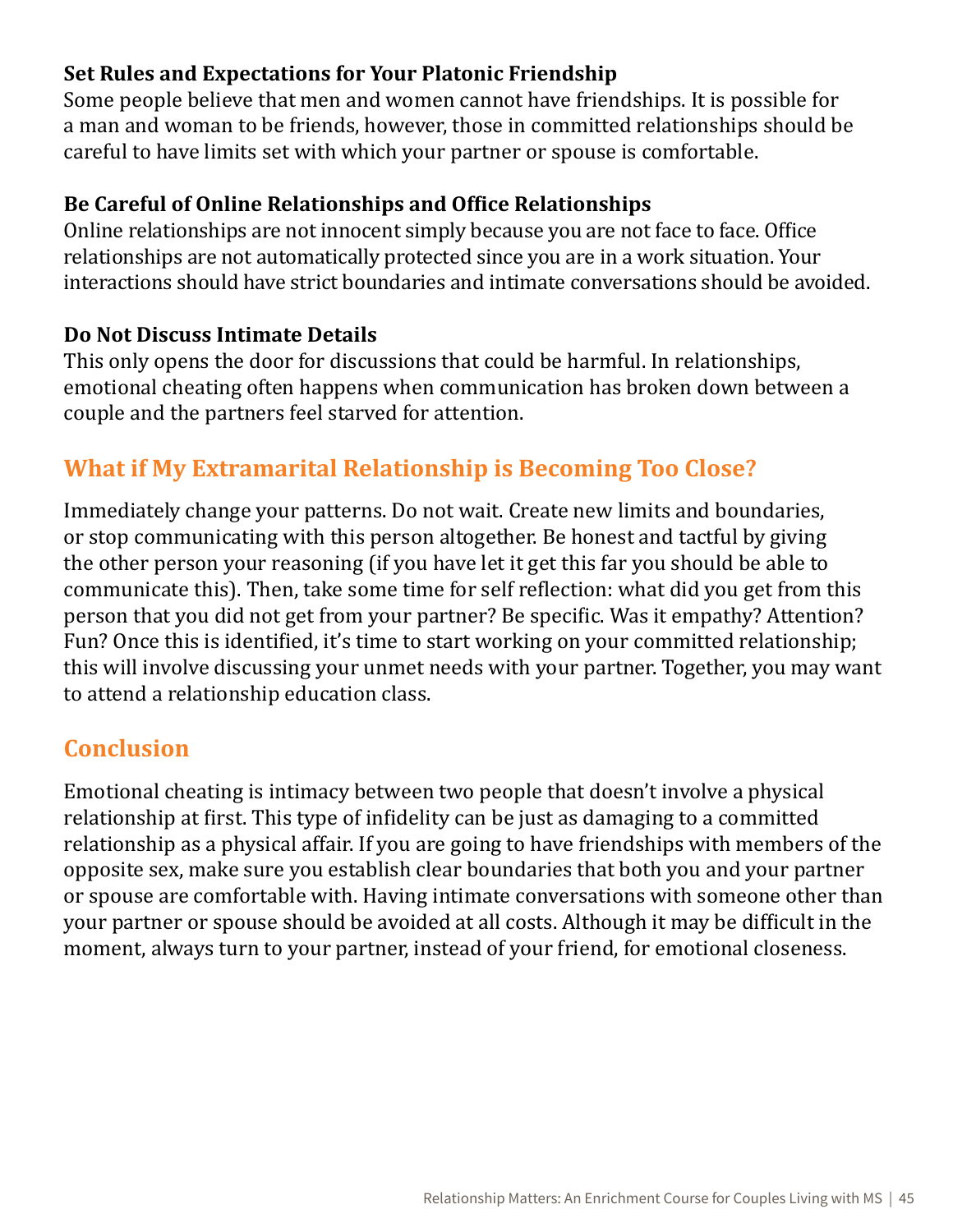**Set Rules and Expectations for Your Platonic Friendship**

Some people believe that men and women cannot have friendships. It is possible for a man and woman to be friends, however, those in committed relationships should be careful to have limits set with which your partner or spouse is comfortable.

**Be Careful of Online Relationships and Office Relationships**

Online relationships are not innocent simply because you are not face to face. Office relationships are not automatically protected since you are in a work situation. Your interactions should have strict boundaries and intimate conversations should be avoided.

**Do Not Discuss Intimate Details**

This only opens the door for discussions that could be harmful. In relationships, emotional cheating often happens when communication has broken down between a couple and the partners feel starved for attention.

## What if My Extramarital Relationship is Becoming Too Close?

Immediately change your patterns. Do not wait. Create new limits and boundaries, or stop communicating with this person altogether. Be honest and tactful by giving the other person your reasoning (if you have let it get this far you should be able to communicate this). Then, take some time for self reflection: what did you get from this person that you did not get from your partner? Be specific. Was it empathy? Attention? Fun? Once this is identified, it's time to start working on your committed relationship; this will involve discussing your unmet needs with your partner. Together, you may want to attend a relationship education class.

## Conclusion

Emotional cheating is intimacy between two people that doesn't involve a physical relationship at first. This type of infidelity can be just as damaging to a committed relationship as a physical affair. If you are going to have friendships with members of the opposite sex, make sure you establish clear boundaries that both you and your partner or spouse are comfortable with. Having intimate conversations with someone other than your partner or spouse should be avoided at all costs. Although it may be difficult in the moment, always turn to your partner, instead of your friend, for emotional closeness.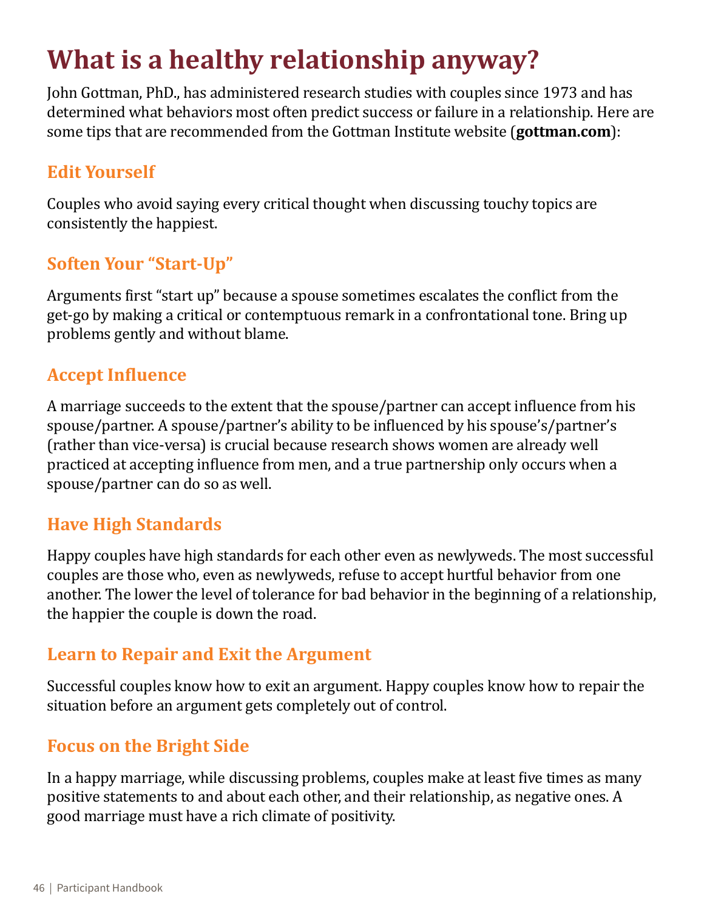# What is a healthy relationship anyway?

John Gottman, PhD., has administered research studies with couples since 1973 and has determined what behaviors most often predict success or failure in a relationship. Here are some tips that are recommended from the Gottman Institute website (**gottman.com**):

## Edit Yourself

Couples who avoid saying every critical thought when discussing touchy topics are consistently the happiest.

## Soften Your "Start-Up"

Arguments first "start up" because a spouse sometimes escalates the conflict from the get-go by making a critical or contemptuous remark in a confrontational tone. Bring up problems gently and without blame.

## Accept Influence

A marriage succeeds to the extent that the spouse/partner can accept influence from his spouse/partner. A spouse/partner's ability to be influenced by his spouse's/partner's (rather than vice-versa) is crucial because research shows women are already well practiced at accepting influence from men, and a true partnership only occurs when a spouse/partner can do so as well.

## Have High Standards

Happy couples have high standards for each other even as newlyweds. The most successful couples are those who, even as newlyweds, refuse to accept hurtful behavior from one another. The lower the level of tolerance for bad behavior in the beginning of a relationship, the happier the couple is down the road.

## Learn to Repair and Exit the Argument

Successful couples know how to exit an argument. Happy couples know how to repair the situation before an argument gets completely out of control.

## Focus on the Bright Side

In a happy marriage, while discussing problems, couples make at least five times as many positive statements to and about each other, and their relationship, as negative ones. A good marriage must have a rich climate of positivity.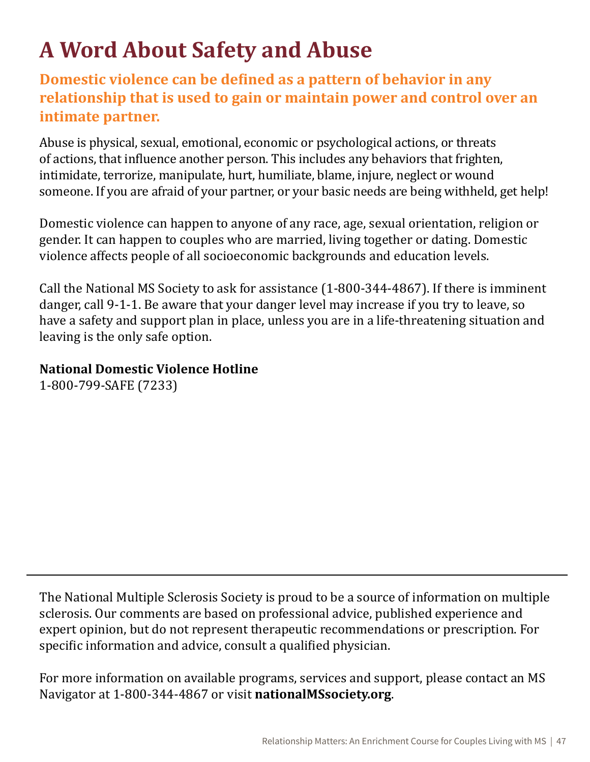# A Word About Safety and Abuse

**Domestic violence can be defined as a pattern of behavior in any relationship that is used to gain or maintain power and control over an intimate partner.**

Abuse is physical, sexual, emotional, economic or psychological actions, or threats of actions, that influence another person. This includes any behaviors that frighten, intimidate, terrorize, manipulate, hurt, humiliate, blame, injure, neglect or wound someone. If you are afraid of your partner, or your basic needs are being withheld, get help!

Domestic violence can happen to anyone of any race, age, sexual orientation, religion or gender. It can happen to couples who are married, living together or dating. Domestic violence affects people of all socioeconomic backgrounds and education levels.

Call the National MS Society to ask for assistance (1-800-344-4867). If there is imminent danger, call 9-1-1. Be aware that your danger level may increase if you try to leave, so have a safety and support plan in place, unless you are in a life-threatening situation and leaving is the only safe option.

**National Domestic Violence Hotline**
1-800-799-SAFE (7233)

---

The National Multiple Sclerosis Society is proud to be a source of information on multiple sclerosis. Our comments are based on professional advice, published experience and expert opinion, but do not represent therapeutic recommendations or prescription. For specific information and advice, consult a qualified physician.

For more information on available programs, services and support, please contact an MS Navigator at 1-800-344-4867 or visit **nationalMSsociety.org**.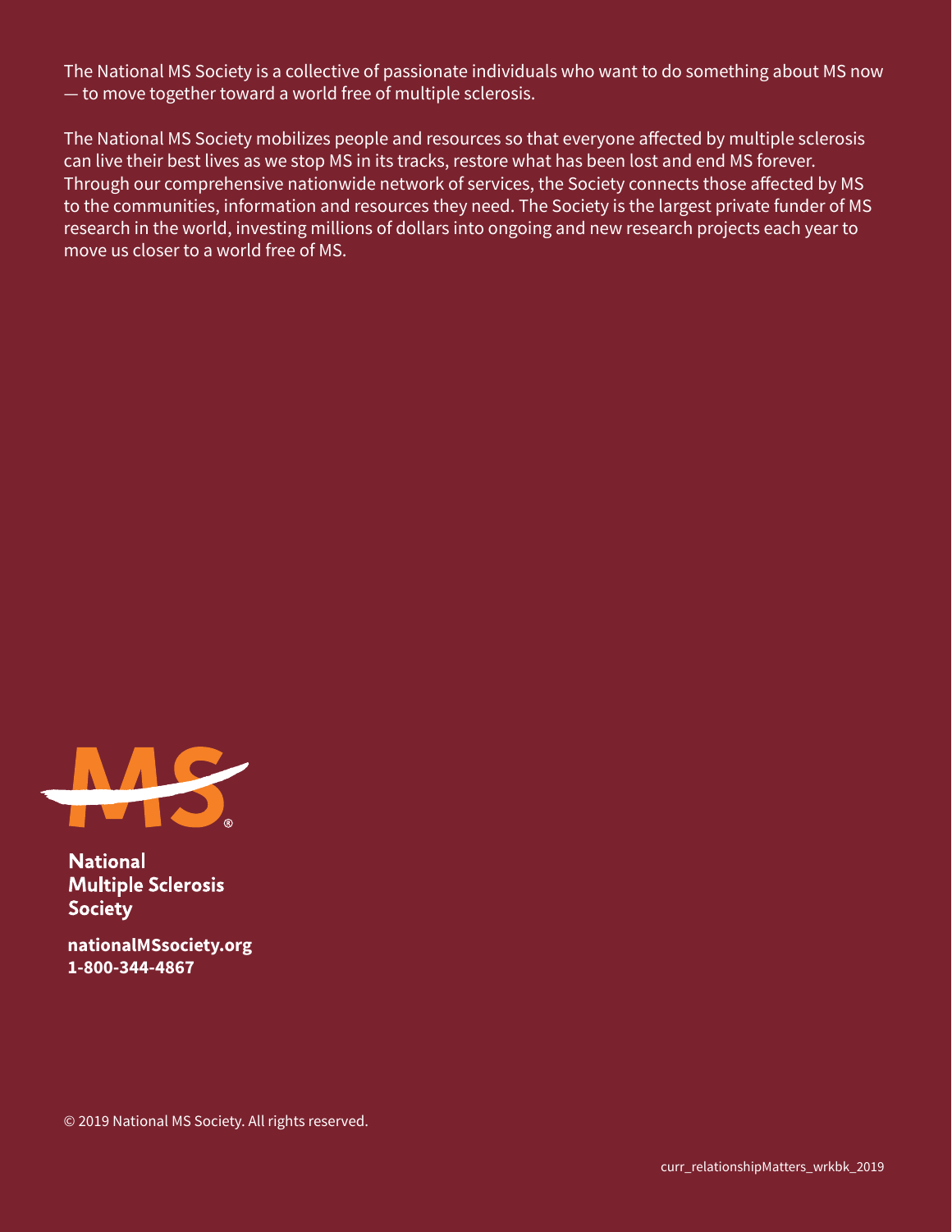The National MS Society is a collective of passionate individuals who want to do something about MS now — to move together toward a world free of multiple sclerosis.

The National MS Society mobilizes people and resources so that everyone affected by multiple sclerosis can live their best lives as we stop MS in its tracks, restore what has been lost and end MS forever. Through our comprehensive nationwide network of services, the Society connects those affected by MS to the communities, information and resources they need. The Society is the largest private funder of MS research in the world, investing millions of dollars into ongoing and new research projects each year to move us closer to a world free of MS.

**National Multiple Sclerosis Society**

**nationalMSsociety.org**
**1-800-344-4867**

© 2019 National MS Society. All rights reserved.

curr_relationshipMatters_wrkbk_2019